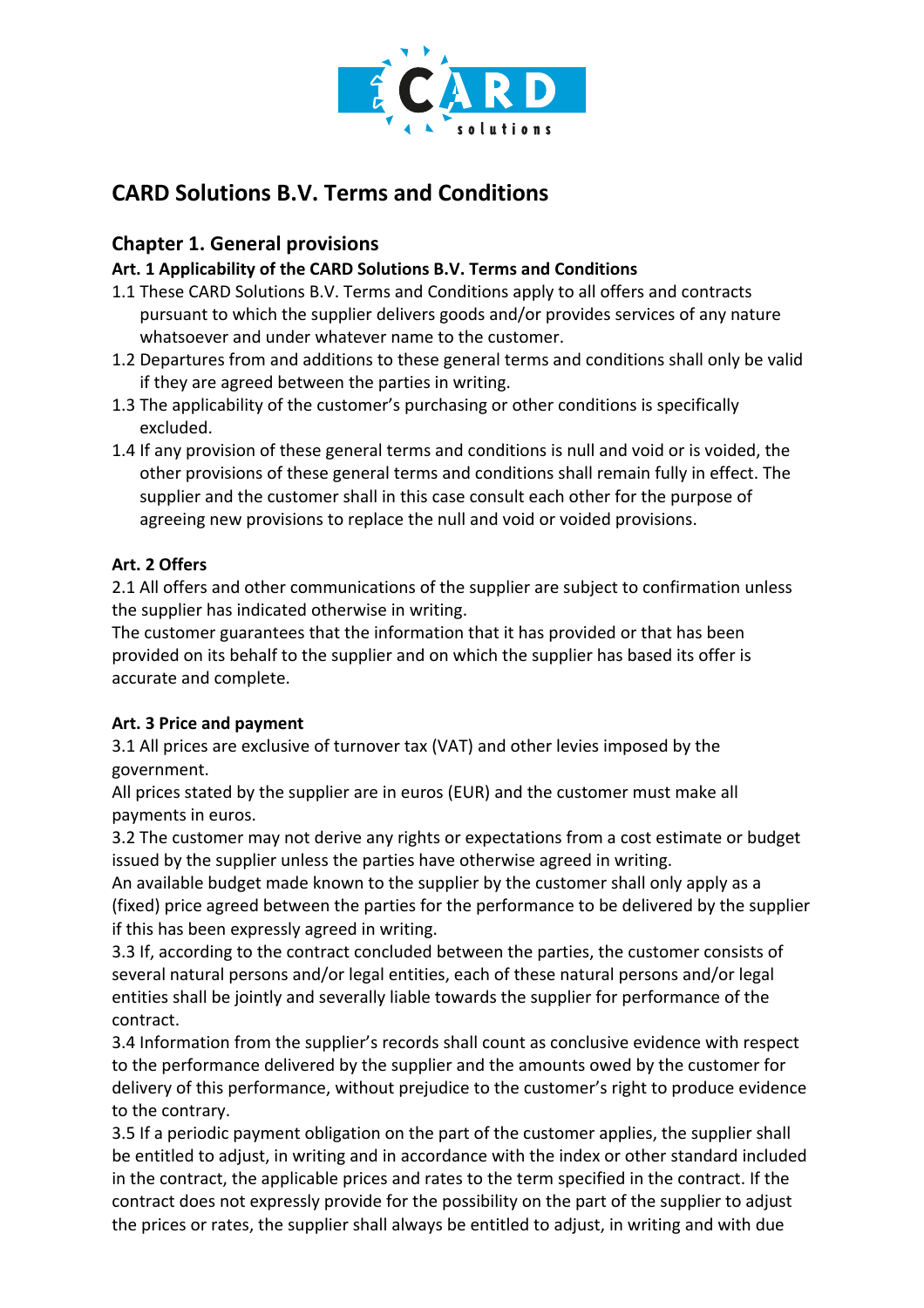# CARD Solutions B.V. Terms and Conditions

## Chapter 1. General provisions

### Art. 1 Applicability of the CARD Solutions B.V. Terms and Conditions

1.1 These CARD Solutions B.V. Terms and Conditions apply to all offers and contracts pursuant to which the supplier delivers goods and/or provides services of any nature whatsoever and under whatever name to the customer.

1.2 Departures from and additions to these general terms and conditions shall only be valid if they are agreed between the parties in writing.

1.3 The applicability of the customer's purchasing or other conditions is specifically excluded.

1.4 If any provision of these general terms and conditions is null and void or is voided, the other provisions of these general terms and conditions shall remain fully in effect. The supplier and the customer shall in this case consult each other for the purpose of agreeing new provisions to replace the null and void or voided provisions.

### Art. 2 Offers

2.1 All offers and other communications of the supplier are subject to confirmation unless the supplier has indicated otherwise in writing.

The customer guarantees that the information that it has provided or that has been provided on its behalf to the supplier and on which the supplier has based its offer is accurate and complete.

### Art. 3 Price and payment

3.1 All prices are exclusive of turnover tax (VAT) and other levies imposed by the government.

All prices stated by the supplier are in euros (EUR) and the customer must make all payments in euros.

3.2 The customer may not derive any rights or expectations from a cost estimate or budget issued by the supplier unless the parties have otherwise agreed in writing.

An available budget made known to the supplier by the customer shall only apply as a (fixed) price agreed between the parties for the performance to be delivered by the supplier if this has been expressly agreed in writing.

3.3 If, according to the contract concluded between the parties, the customer consists of several natural persons and/or legal entities, each of these natural persons and/or legal entities shall be jointly and severally liable towards the supplier for performance of the contract.

3.4 Information from the supplier's records shall count as conclusive evidence with respect to the performance delivered by the supplier and the amounts owed by the customer for delivery of this performance, without prejudice to the customer's right to produce evidence to the contrary.

3.5 If a periodic payment obligation on the part of the customer applies, the supplier shall be entitled to adjust, in writing and in accordance with the index or other standard included in the contract, the applicable prices and rates to the term specified in the contract. If the contract does not expressly provide for the possibility on the part of the supplier to adjust the prices or rates, the supplier shall always be entitled to adjust, in writing and with due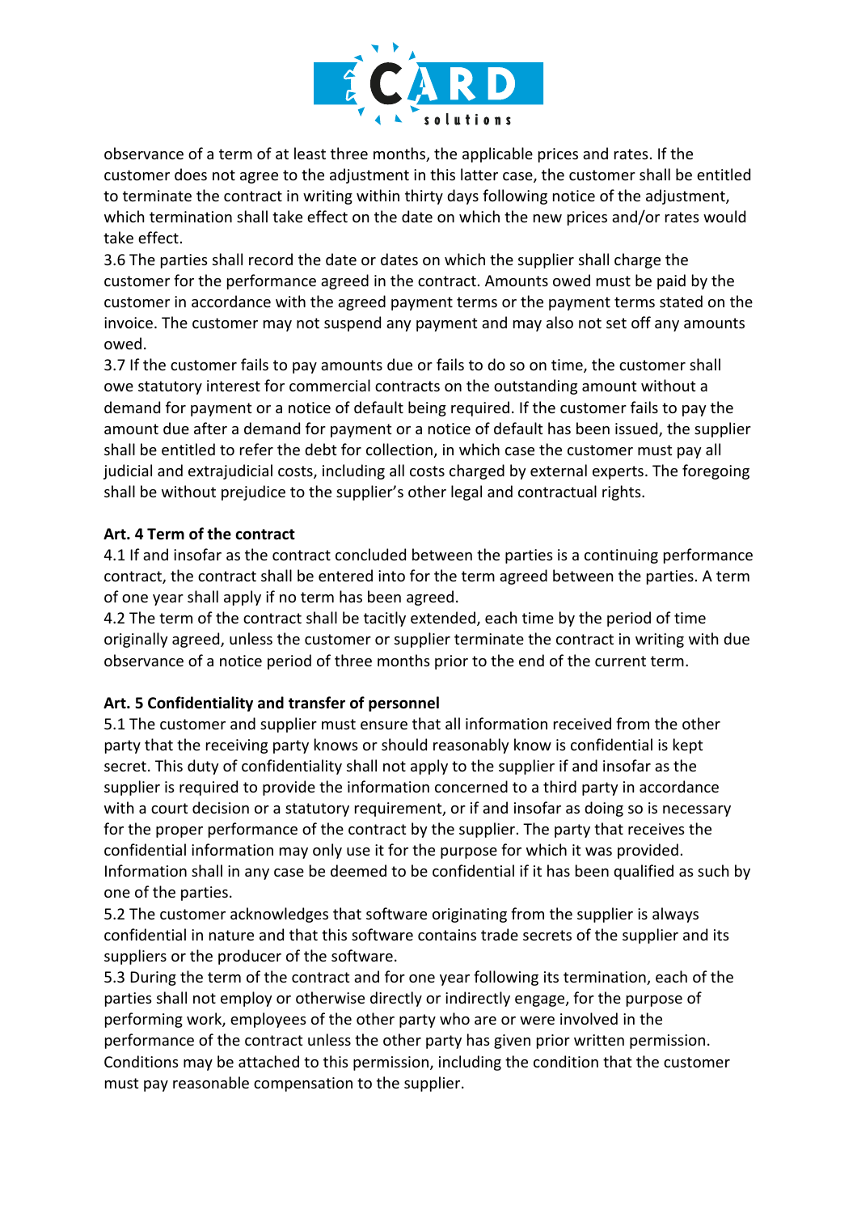observance of a term of at least three months, the applicable prices and rates. If the customer does not agree to the adjustment in this latter case, the customer shall be entitled to terminate the contract in writing within thirty days following notice of the adjustment, which termination shall take effect on the date on which the new prices and/or rates would take effect.

3.6 The parties shall record the date or dates on which the supplier shall charge the customer for the performance agreed in the contract. Amounts owed must be paid by the customer in accordance with the agreed payment terms or the payment terms stated on the invoice. The customer may not suspend any payment and may also not set off any amounts owed.

3.7 If the customer fails to pay amounts due or fails to do so on time, the customer shall owe statutory interest for commercial contracts on the outstanding amount without a demand for payment or a notice of default being required. If the customer fails to pay the amount due after a demand for payment or a notice of default has been issued, the supplier shall be entitled to refer the debt for collection, in which case the customer must pay all judicial and extrajudicial costs, including all costs charged by external experts. The foregoing shall be without prejudice to the supplier's other legal and contractual rights.

**Art. 4 Term of the contract**

4.1 If and insofar as the contract concluded between the parties is a continuing performance contract, the contract shall be entered into for the term agreed between the parties. A term of one year shall apply if no term has been agreed.

4.2 The term of the contract shall be tacitly extended, each time by the period of time originally agreed, unless the customer or supplier terminate the contract in writing with due observance of a notice period of three months prior to the end of the current term.

**Art. 5 Confidentiality and transfer of personnel**

5.1 The customer and supplier must ensure that all information received from the other party that the receiving party knows or should reasonably know is confidential is kept secret. This duty of confidentiality shall not apply to the supplier if and insofar as the supplier is required to provide the information concerned to a third party in accordance with a court decision or a statutory requirement, or if and insofar as doing so is necessary for the proper performance of the contract by the supplier. The party that receives the confidential information may only use it for the purpose for which it was provided. Information shall in any case be deemed to be confidential if it has been qualified as such by one of the parties.

5.2 The customer acknowledges that software originating from the supplier is always confidential in nature and that this software contains trade secrets of the supplier and its suppliers or the producer of the software.

5.3 During the term of the contract and for one year following its termination, each of the parties shall not employ or otherwise directly or indirectly engage, for the purpose of performing work, employees of the other party who are or were involved in the performance of the contract unless the other party has given prior written permission. Conditions may be attached to this permission, including the condition that the customer must pay reasonable compensation to the supplier.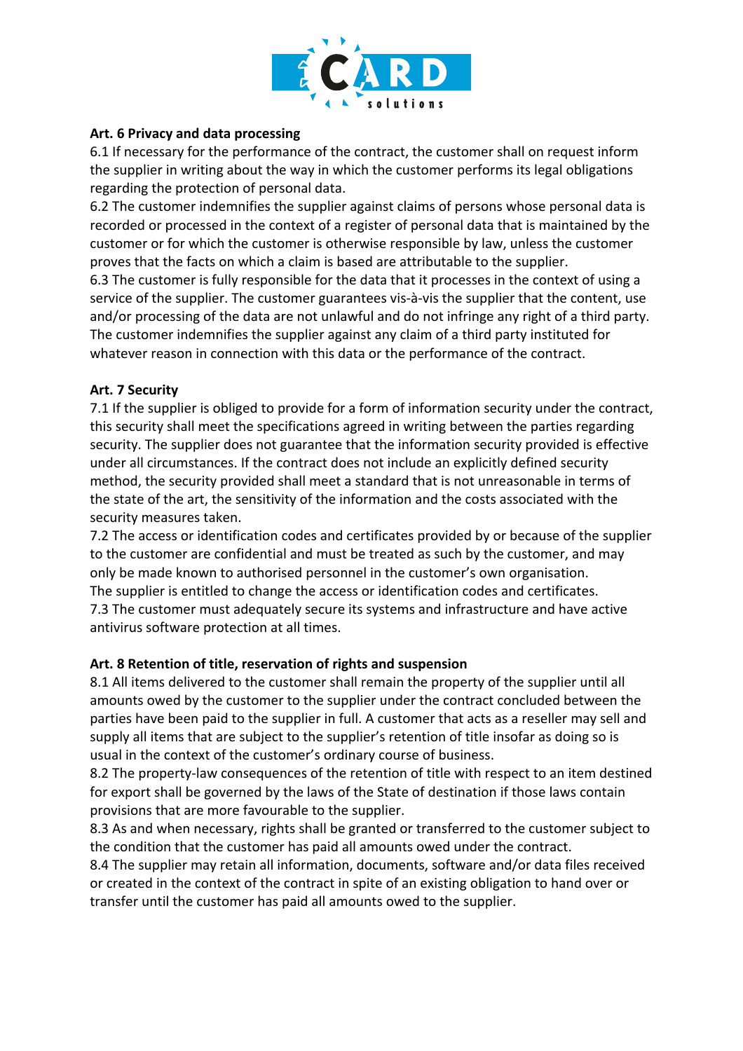**Art. 6 Privacy and data processing**

6.1 If necessary for the performance of the contract, the customer shall on request inform the supplier in writing about the way in which the customer performs its legal obligations regarding the protection of personal data.

6.2 The customer indemnifies the supplier against claims of persons whose personal data is recorded or processed in the context of a register of personal data that is maintained by the customer or for which the customer is otherwise responsible by law, unless the customer proves that the facts on which a claim is based are attributable to the supplier.

6.3 The customer is fully responsible for the data that it processes in the context of using a service of the supplier. The customer guarantees vis-à-vis the supplier that the content, use and/or processing of the data are not unlawful and do not infringe any right of a third party. The customer indemnifies the supplier against any claim of a third party instituted for whatever reason in connection with this data or the performance of the contract.

**Art. 7 Security**

7.1 If the supplier is obliged to provide for a form of information security under the contract, this security shall meet the specifications agreed in writing between the parties regarding security. The supplier does not guarantee that the information security provided is effective under all circumstances. If the contract does not include an explicitly defined security method, the security provided shall meet a standard that is not unreasonable in terms of the state of the art, the sensitivity of the information and the costs associated with the security measures taken.

7.2 The access or identification codes and certificates provided by or because of the supplier to the customer are confidential and must be treated as such by the customer, and may only be made known to authorised personnel in the customer's own organisation. The supplier is entitled to change the access or identification codes and certificates.

7.3 The customer must adequately secure its systems and infrastructure and have active antivirus software protection at all times.

**Art. 8 Retention of title, reservation of rights and suspension**

8.1 All items delivered to the customer shall remain the property of the supplier until all amounts owed by the customer to the supplier under the contract concluded between the parties have been paid to the supplier in full. A customer that acts as a reseller may sell and supply all items that are subject to the supplier's retention of title insofar as doing so is usual in the context of the customer's ordinary course of business.

8.2 The property-law consequences of the retention of title with respect to an item destined for export shall be governed by the laws of the State of destination if those laws contain provisions that are more favourable to the supplier.

8.3 As and when necessary, rights shall be granted or transferred to the customer subject to the condition that the customer has paid all amounts owed under the contract.

8.4 The supplier may retain all information, documents, software and/or data files received or created in the context of the contract in spite of an existing obligation to hand over or transfer until the customer has paid all amounts owed to the supplier.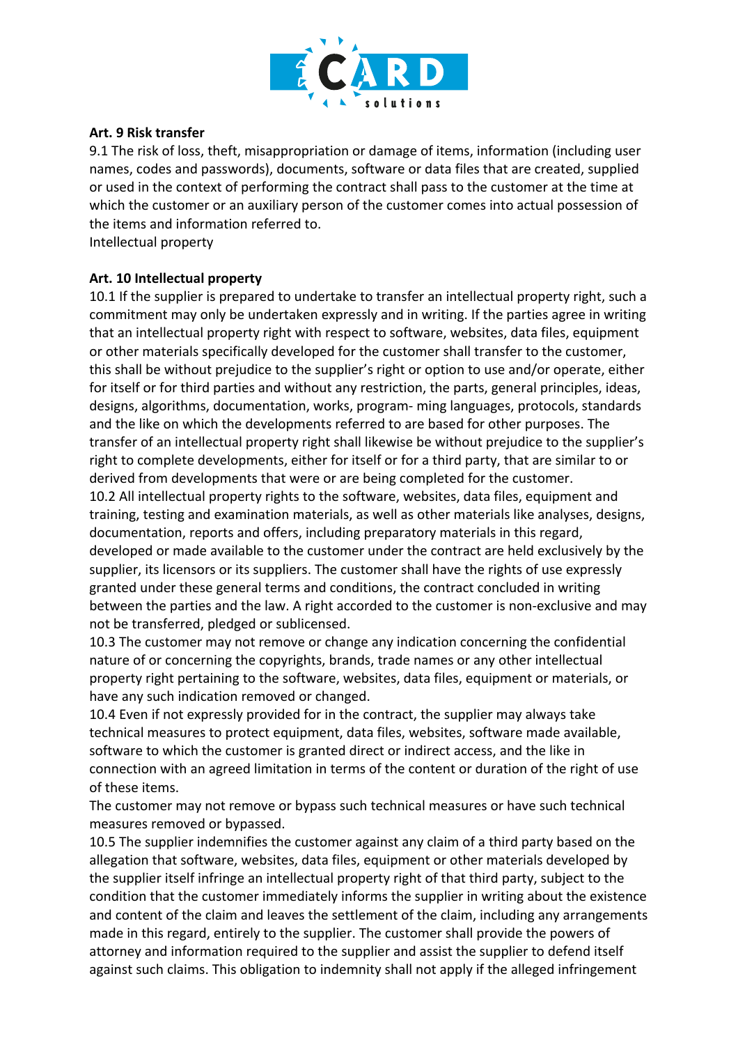**Art. 9 Risk transfer**

9.1 The risk of loss, theft, misappropriation or damage of items, information (including user names, codes and passwords), documents, software or data files that are created, supplied or used in the context of performing the contract shall pass to the customer at the time at which the customer or an auxiliary person of the customer comes into actual possession of the items and information referred to.

Intellectual property

**Art. 10 Intellectual property**

10.1 If the supplier is prepared to undertake to transfer an intellectual property right, such a commitment may only be undertaken expressly and in writing. If the parties agree in writing that an intellectual property right with respect to software, websites, data files, equipment or other materials specifically developed for the customer shall transfer to the customer, this shall be without prejudice to the supplier's right or option to use and/or operate, either for itself or for third parties and without any restriction, the parts, general principles, ideas, designs, algorithms, documentation, works, program- ming languages, protocols, standards and the like on which the developments referred to are based for other purposes. The transfer of an intellectual property right shall likewise be without prejudice to the supplier's right to complete developments, either for itself or for a third party, that are similar to or derived from developments that were or are being completed for the customer.

10.2 All intellectual property rights to the software, websites, data files, equipment and training, testing and examination materials, as well as other materials like analyses, designs, documentation, reports and offers, including preparatory materials in this regard, developed or made available to the customer under the contract are held exclusively by the supplier, its licensors or its suppliers. The customer shall have the rights of use expressly granted under these general terms and conditions, the contract concluded in writing between the parties and the law. A right accorded to the customer is non-exclusive and may not be transferred, pledged or sublicensed.

10.3 The customer may not remove or change any indication concerning the confidential nature of or concerning the copyrights, brands, trade names or any other intellectual property right pertaining to the software, websites, data files, equipment or materials, or have any such indication removed or changed.

10.4 Even if not expressly provided for in the contract, the supplier may always take technical measures to protect equipment, data files, websites, software made available, software to which the customer is granted direct or indirect access, and the like in connection with an agreed limitation in terms of the content or duration of the right of use of these items.

The customer may not remove or bypass such technical measures or have such technical measures removed or bypassed.

10.5 The supplier indemnifies the customer against any claim of a third party based on the allegation that software, websites, data files, equipment or other materials developed by the supplier itself infringe an intellectual property right of that third party, subject to the condition that the customer immediately informs the supplier in writing about the existence and content of the claim and leaves the settlement of the claim, including any arrangements made in this regard, entirely to the supplier. The customer shall provide the powers of attorney and information required to the supplier and assist the supplier to defend itself against such claims. This obligation to indemnity shall not apply if the alleged infringement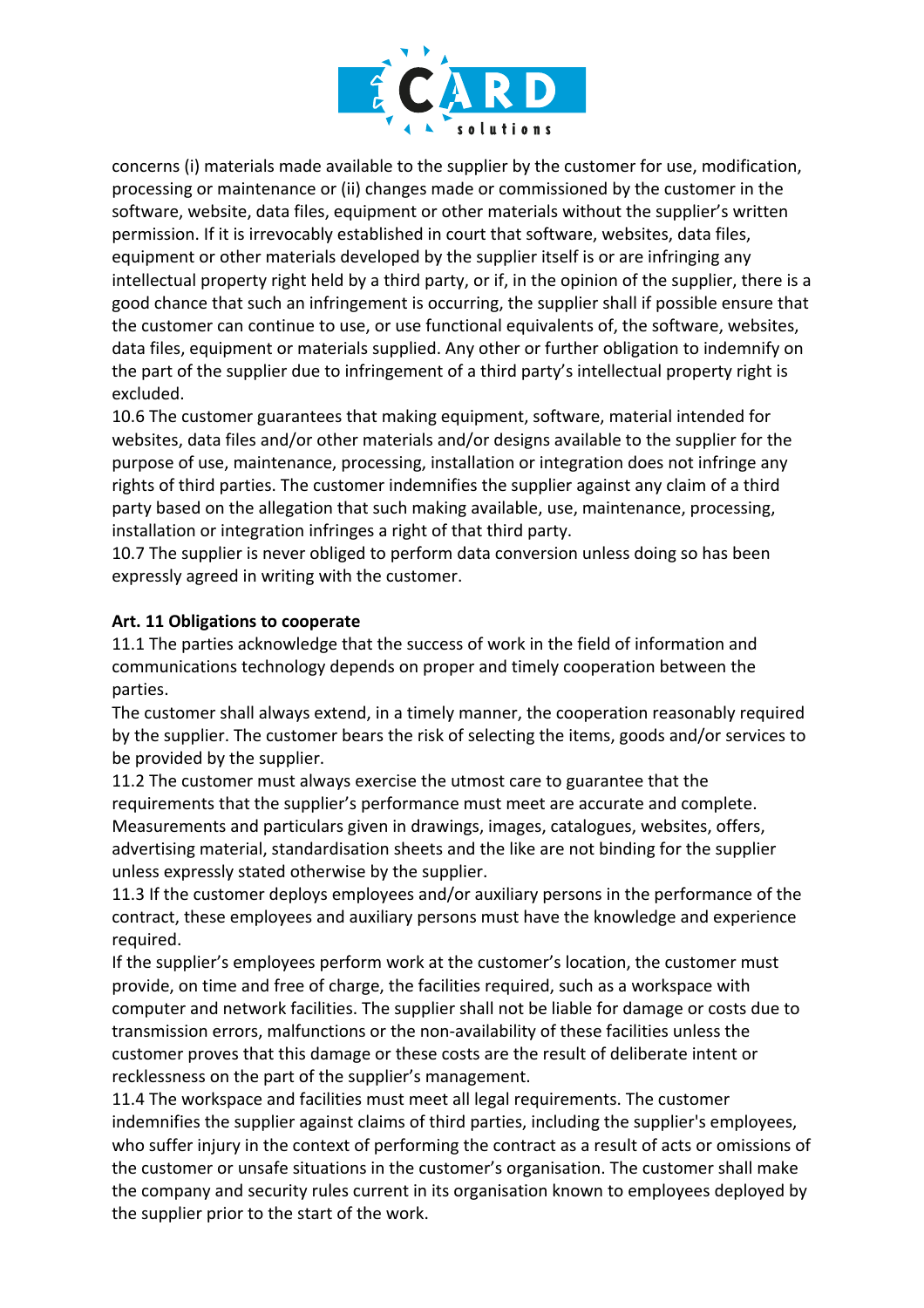concerns (i) materials made available to the supplier by the customer for use, modification, processing or maintenance or (ii) changes made or commissioned by the customer in the software, website, data files, equipment or other materials without the supplier's written permission. If it is irrevocably established in court that software, websites, data files, equipment or other materials developed by the supplier itself is or are infringing any intellectual property right held by a third party, or if, in the opinion of the supplier, there is a good chance that such an infringement is occurring, the supplier shall if possible ensure that the customer can continue to use, or use functional equivalents of, the software, websites, data files, equipment or materials supplied. Any other or further obligation to indemnify on the part of the supplier due to infringement of a third party's intellectual property right is excluded.
10.6 The customer guarantees that making equipment, software, material intended for websites, data files and/or other materials and/or designs available to the supplier for the purpose of use, maintenance, processing, installation or integration does not infringe any rights of third parties. The customer indemnifies the supplier against any claim of a third party based on the allegation that such making available, use, maintenance, processing, installation or integration infringes a right of that third party.
10.7 The supplier is never obliged to perform data conversion unless doing so has been expressly agreed in writing with the customer.

**Art. 11 Obligations to cooperate**

11.1 The parties acknowledge that the success of work in the field of information and communications technology depends on proper and timely cooperation between the parties.
The customer shall always extend, in a timely manner, the cooperation reasonably required by the supplier. The customer bears the risk of selecting the items, goods and/or services to be provided by the supplier.
11.2 The customer must always exercise the utmost care to guarantee that the requirements that the supplier's performance must meet are accurate and complete. Measurements and particulars given in drawings, images, catalogues, websites, offers, advertising material, standardisation sheets and the like are not binding for the supplier unless expressly stated otherwise by the supplier.
11.3 If the customer deploys employees and/or auxiliary persons in the performance of the contract, these employees and auxiliary persons must have the knowledge and experience required.
If the supplier's employees perform work at the customer's location, the customer must provide, on time and free of charge, the facilities required, such as a workspace with computer and network facilities. The supplier shall not be liable for damage or costs due to transmission errors, malfunctions or the non-availability of these facilities unless the customer proves that this damage or these costs are the result of deliberate intent or recklessness on the part of the supplier's management.
11.4 The workspace and facilities must meet all legal requirements. The customer indemnifies the supplier against claims of third parties, including the supplier's employees, who suffer injury in the context of performing the contract as a result of acts or omissions of the customer or unsafe situations in the customer's organisation. The customer shall make the company and security rules current in its organisation known to employees deployed by the supplier prior to the start of the work.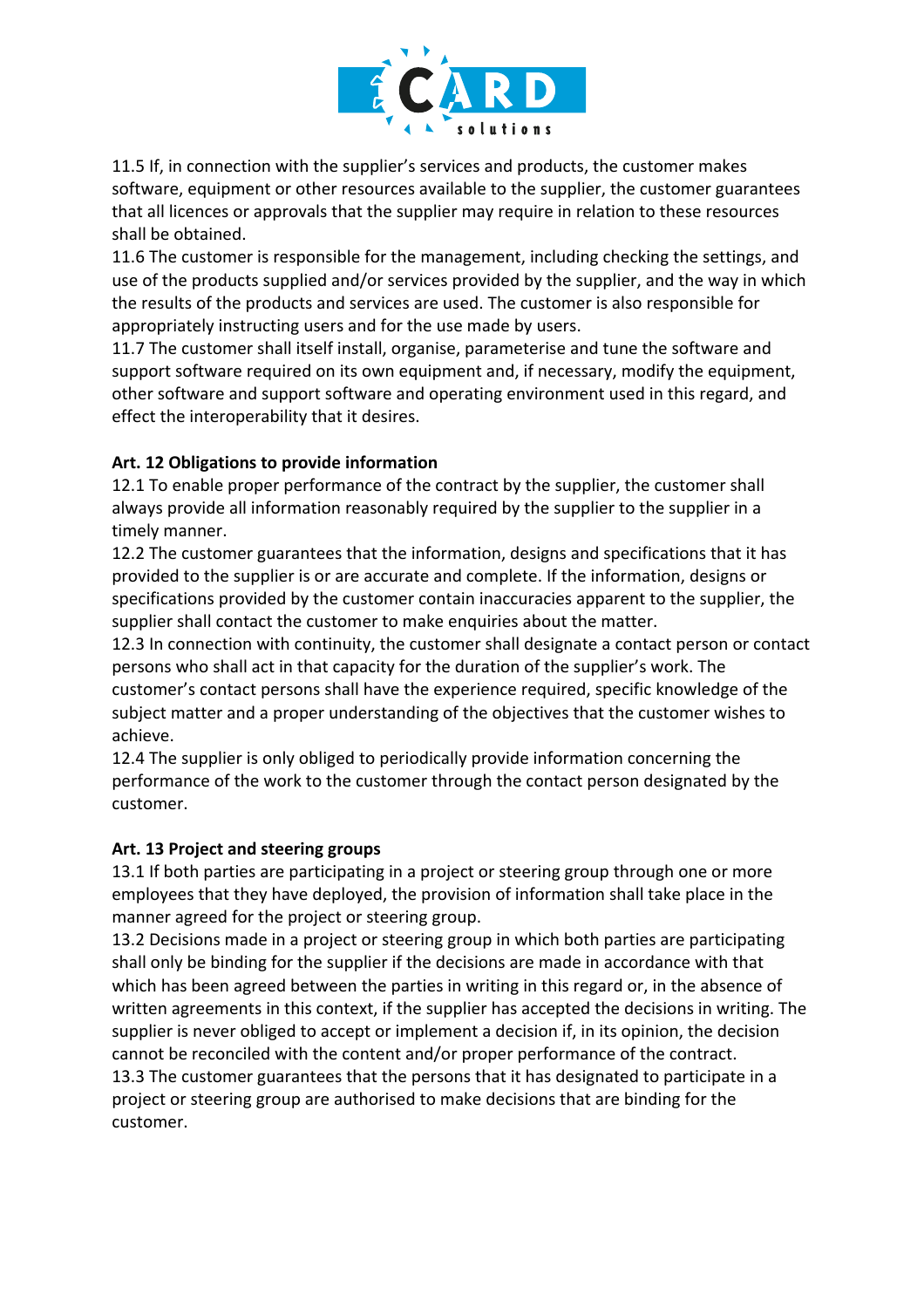11.5 If, in connection with the supplier's services and products, the customer makes software, equipment or other resources available to the supplier, the customer guarantees that all licences or approvals that the supplier may require in relation to these resources shall be obtained.
11.6 The customer is responsible for the management, including checking the settings, and use of the products supplied and/or services provided by the supplier, and the way in which the results of the products and services are used. The customer is also responsible for appropriately instructing users and for the use made by users.
11.7 The customer shall itself install, organise, parameterise and tune the software and support software required on its own equipment and, if necessary, modify the equipment, other software and support software and operating environment used in this regard, and effect the interoperability that it desires.

**Art. 12 Obligations to provide information**

12.1 To enable proper performance of the contract by the supplier, the customer shall always provide all information reasonably required by the supplier to the supplier in a timely manner.
12.2 The customer guarantees that the information, designs and specifications that it has provided to the supplier is or are accurate and complete. If the information, designs or specifications provided by the customer contain inaccuracies apparent to the supplier, the supplier shall contact the customer to make enquiries about the matter.
12.3 In connection with continuity, the customer shall designate a contact person or contact persons who shall act in that capacity for the duration of the supplier's work. The customer's contact persons shall have the experience required, specific knowledge of the subject matter and a proper understanding of the objectives that the customer wishes to achieve.
12.4 The supplier is only obliged to periodically provide information concerning the performance of the work to the customer through the contact person designated by the customer.

**Art. 13 Project and steering groups**

13.1 If both parties are participating in a project or steering group through one or more employees that they have deployed, the provision of information shall take place in the manner agreed for the project or steering group.
13.2 Decisions made in a project or steering group in which both parties are participating shall only be binding for the supplier if the decisions are made in accordance with that which has been agreed between the parties in writing in this regard or, in the absence of written agreements in this context, if the supplier has accepted the decisions in writing. The supplier is never obliged to accept or implement a decision if, in its opinion, the decision cannot be reconciled with the content and/or proper performance of the contract.
13.3 The customer guarantees that the persons that it has designated to participate in a project or steering group are authorised to make decisions that are binding for the customer.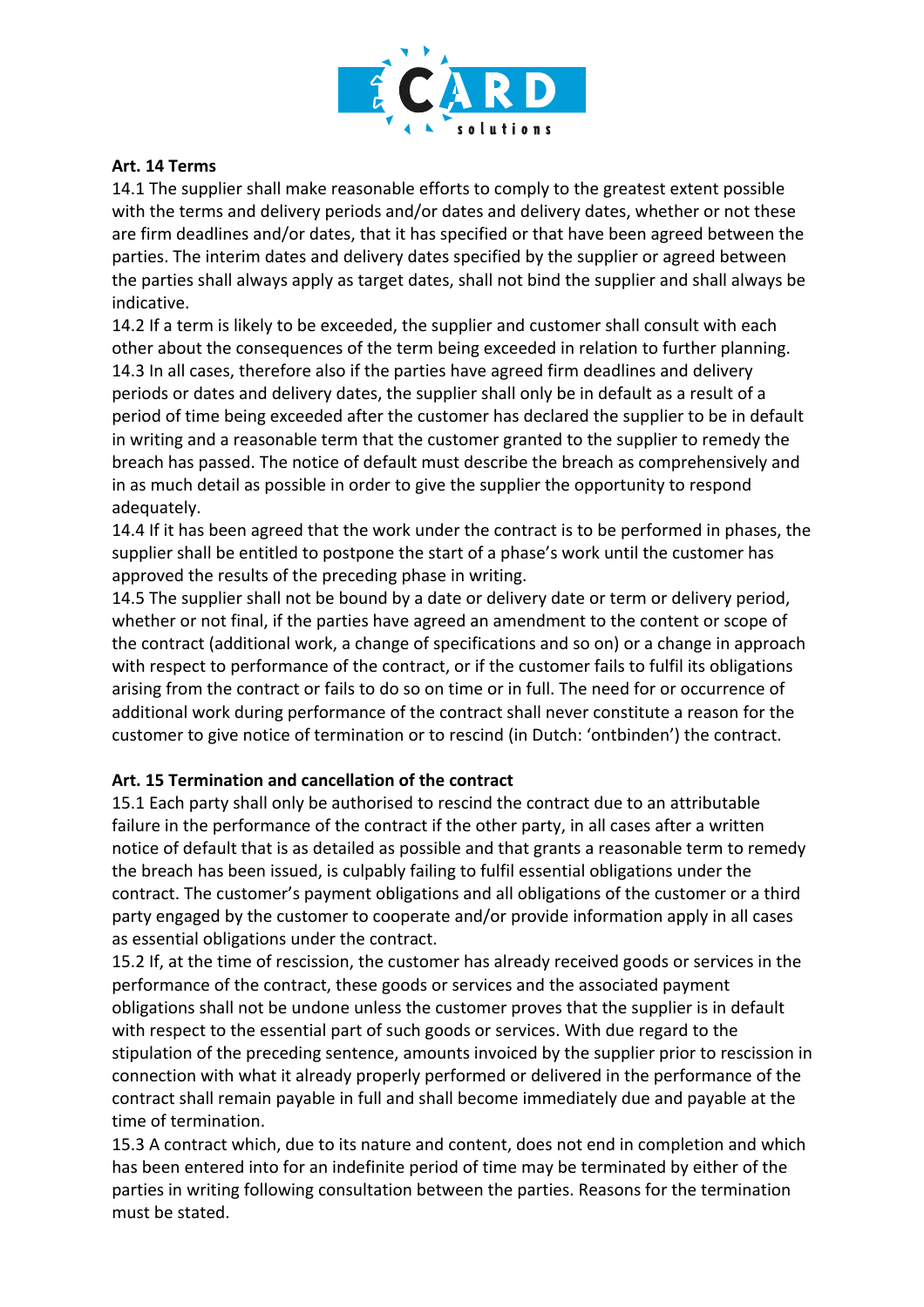**Art. 14 Terms**

14.1 The supplier shall make reasonable efforts to comply to the greatest extent possible with the terms and delivery periods and/or dates and delivery dates, whether or not these are firm deadlines and/or dates, that it has specified or that have been agreed between the parties. The interim dates and delivery dates specified by the supplier or agreed between the parties shall always apply as target dates, shall not bind the supplier and shall always be indicative.

14.2 If a term is likely to be exceeded, the supplier and customer shall consult with each other about the consequences of the term being exceeded in relation to further planning.

14.3 In all cases, therefore also if the parties have agreed firm deadlines and delivery periods or dates and delivery dates, the supplier shall only be in default as a result of a period of time being exceeded after the customer has declared the supplier to be in default in writing and a reasonable term that the customer granted to the supplier to remedy the breach has passed. The notice of default must describe the breach as comprehensively and in as much detail as possible in order to give the supplier the opportunity to respond adequately.

14.4 If it has been agreed that the work under the contract is to be performed in phases, the supplier shall be entitled to postpone the start of a phase's work until the customer has approved the results of the preceding phase in writing.

14.5 The supplier shall not be bound by a date or delivery date or term or delivery period, whether or not final, if the parties have agreed an amendment to the content or scope of the contract (additional work, a change of specifications and so on) or a change in approach with respect to performance of the contract, or if the customer fails to fulfil its obligations arising from the contract or fails to do so on time or in full. The need for or occurrence of additional work during performance of the contract shall never constitute a reason for the customer to give notice of termination or to rescind (in Dutch: 'ontbinden') the contract.

**Art. 15 Termination and cancellation of the contract**

15.1 Each party shall only be authorised to rescind the contract due to an attributable failure in the performance of the contract if the other party, in all cases after a written notice of default that is as detailed as possible and that grants a reasonable term to remedy the breach has been issued, is culpably failing to fulfil essential obligations under the contract. The customer's payment obligations and all obligations of the customer or a third party engaged by the customer to cooperate and/or provide information apply in all cases as essential obligations under the contract.

15.2 If, at the time of rescission, the customer has already received goods or services in the performance of the contract, these goods or services and the associated payment obligations shall not be undone unless the customer proves that the supplier is in default with respect to the essential part of such goods or services. With due regard to the stipulation of the preceding sentence, amounts invoiced by the supplier prior to rescission in connection with what it already properly performed or delivered in the performance of the contract shall remain payable in full and shall become immediately due and payable at the time of termination.

15.3 A contract which, due to its nature and content, does not end in completion and which has been entered into for an indefinite period of time may be terminated by either of the parties in writing following consultation between the parties. Reasons for the termination must be stated.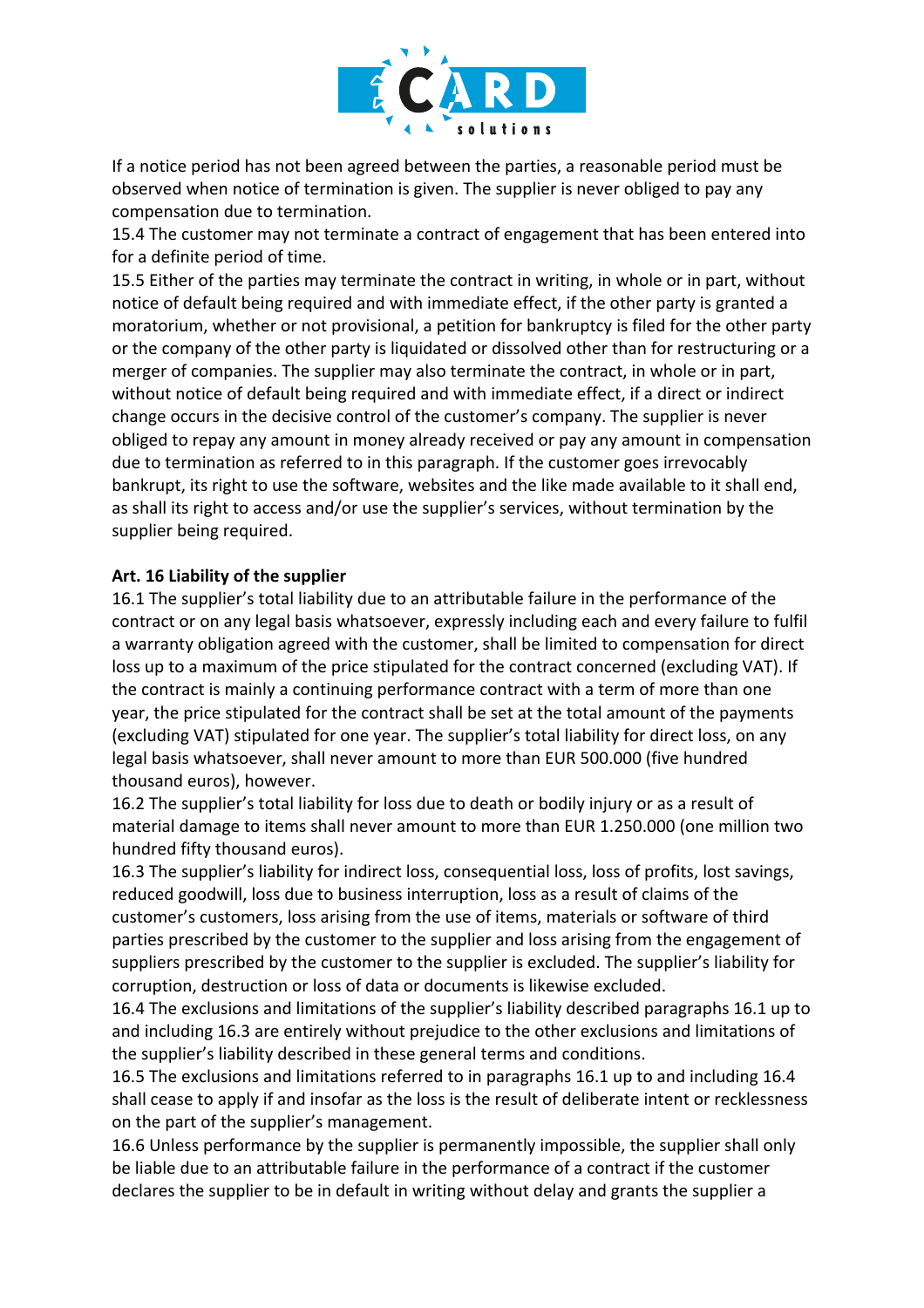If a notice period has not been agreed between the parties, a reasonable period must be observed when notice of termination is given. The supplier is never obliged to pay any compensation due to termination.

15.4 The customer may not terminate a contract of engagement that has been entered into for a definite period of time.

15.5 Either of the parties may terminate the contract in writing, in whole or in part, without notice of default being required and with immediate effect, if the other party is granted a moratorium, whether or not provisional, a petition for bankruptcy is filed for the other party or the company of the other party is liquidated or dissolved other than for restructuring or a merger of companies. The supplier may also terminate the contract, in whole or in part, without notice of default being required and with immediate effect, if a direct or indirect change occurs in the decisive control of the customer's company. The supplier is never obliged to repay any amount in money already received or pay any amount in compensation due to termination as referred to in this paragraph. If the customer goes irrevocably bankrupt, its right to use the software, websites and the like made available to it shall end, as shall its right to access and/or use the supplier's services, without termination by the supplier being required.

**Art. 16 Liability of the supplier**

16.1 The supplier's total liability due to an attributable failure in the performance of the contract or on any legal basis whatsoever, expressly including each and every failure to fulfil a warranty obligation agreed with the customer, shall be limited to compensation for direct loss up to a maximum of the price stipulated for the contract concerned (excluding VAT). If the contract is mainly a continuing performance contract with a term of more than one year, the price stipulated for the contract shall be set at the total amount of the payments (excluding VAT) stipulated for one year. The supplier's total liability for direct loss, on any legal basis whatsoever, shall never amount to more than EUR 500.000 (five hundred thousand euros), however.

16.2 The supplier's total liability for loss due to death or bodily injury or as a result of material damage to items shall never amount to more than EUR 1.250.000 (one million two hundred fifty thousand euros).

16.3 The supplier's liability for indirect loss, consequential loss, loss of profits, lost savings, reduced goodwill, loss due to business interruption, loss as a result of claims of the customer's customers, loss arising from the use of items, materials or software of third parties prescribed by the customer to the supplier and loss arising from the engagement of suppliers prescribed by the customer to the supplier is excluded. The supplier's liability for corruption, destruction or loss of data or documents is likewise excluded.

16.4 The exclusions and limitations of the supplier's liability described paragraphs 16.1 up to and including 16.3 are entirely without prejudice to the other exclusions and limitations of the supplier's liability described in these general terms and conditions.

16.5 The exclusions and limitations referred to in paragraphs 16.1 up to and including 16.4 shall cease to apply if and insofar as the loss is the result of deliberate intent or recklessness on the part of the supplier's management.

16.6 Unless performance by the supplier is permanently impossible, the supplier shall only be liable due to an attributable failure in the performance of a contract if the customer declares the supplier to be in default in writing without delay and grants the supplier a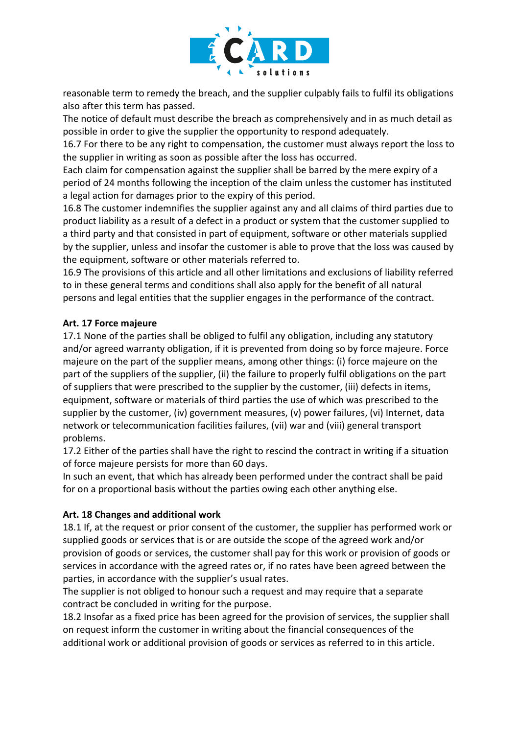reasonable term to remedy the breach, and the supplier culpably fails to fulfil its obligations also after this term has passed.

The notice of default must describe the breach as comprehensively and in as much detail as possible in order to give the supplier the opportunity to respond adequately.

16.7 For there to be any right to compensation, the customer must always report the loss to the supplier in writing as soon as possible after the loss has occurred.

Each claim for compensation against the supplier shall be barred by the mere expiry of a period of 24 months following the inception of the claim unless the customer has instituted a legal action for damages prior to the expiry of this period.

16.8 The customer indemnifies the supplier against any and all claims of third parties due to product liability as a result of a defect in a product or system that the customer supplied to a third party and that consisted in part of equipment, software or other materials supplied by the supplier, unless and insofar the customer is able to prove that the loss was caused by the equipment, software or other materials referred to.

16.9 The provisions of this article and all other limitations and exclusions of liability referred to in these general terms and conditions shall also apply for the benefit of all natural persons and legal entities that the supplier engages in the performance of the contract.

**Art. 17 Force majeure**

17.1 None of the parties shall be obliged to fulfil any obligation, including any statutory and/or agreed warranty obligation, if it is prevented from doing so by force majeure. Force majeure on the part of the supplier means, among other things: (i) force majeure on the part of the suppliers of the supplier, (ii) the failure to properly fulfil obligations on the part of suppliers that were prescribed to the supplier by the customer, (iii) defects in items, equipment, software or materials of third parties the use of which was prescribed to the supplier by the customer, (iv) government measures, (v) power failures, (vi) Internet, data network or telecommunication facilities failures, (vii) war and (viii) general transport problems.

17.2 Either of the parties shall have the right to rescind the contract in writing if a situation of force majeure persists for more than 60 days.

In such an event, that which has already been performed under the contract shall be paid for on a proportional basis without the parties owing each other anything else.

**Art. 18 Changes and additional work**

18.1 If, at the request or prior consent of the customer, the supplier has performed work or supplied goods or services that is or are outside the scope of the agreed work and/or provision of goods or services, the customer shall pay for this work or provision of goods or services in accordance with the agreed rates or, if no rates have been agreed between the parties, in accordance with the supplier's usual rates.

The supplier is not obliged to honour such a request and may require that a separate contract be concluded in writing for the purpose.

18.2 Insofar as a fixed price has been agreed for the provision of services, the supplier shall on request inform the customer in writing about the financial consequences of the additional work or additional provision of goods or services as referred to in this article.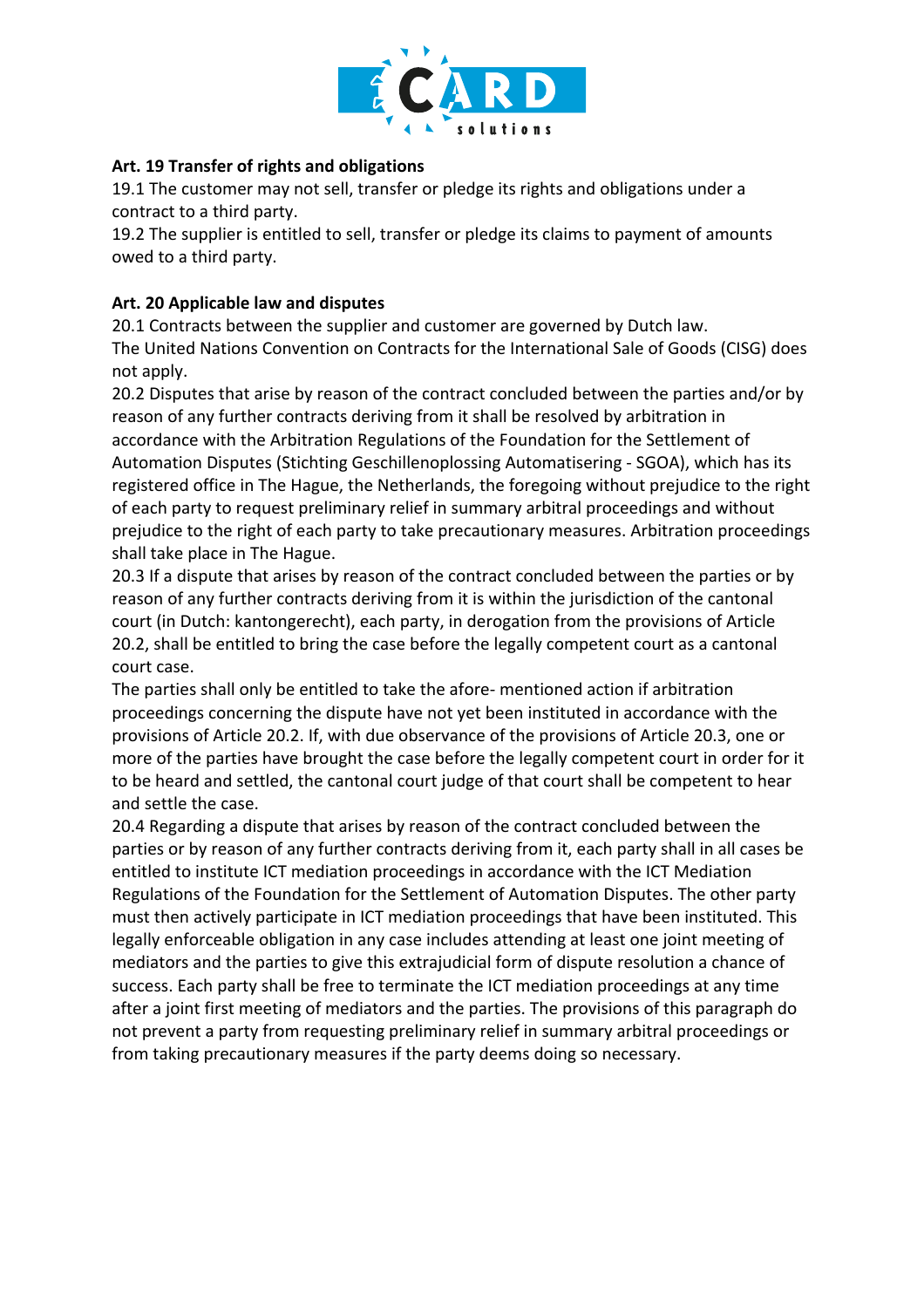**Art. 19 Transfer of rights and obligations**

19.1 The customer may not sell, transfer or pledge its rights and obligations under a contract to a third party.

19.2 The supplier is entitled to sell, transfer or pledge its claims to payment of amounts owed to a third party.

**Art. 20 Applicable law and disputes**

20.1 Contracts between the supplier and customer are governed by Dutch law.
The United Nations Convention on Contracts for the International Sale of Goods (CISG) does not apply.

20.2 Disputes that arise by reason of the contract concluded between the parties and/or by reason of any further contracts deriving from it shall be resolved by arbitration in accordance with the Arbitration Regulations of the Foundation for the Settlement of Automation Disputes (Stichting Geschillenoplossing Automatisering - SGOA), which has its registered office in The Hague, the Netherlands, the foregoing without prejudice to the right of each party to request preliminary relief in summary arbitral proceedings and without prejudice to the right of each party to take precautionary measures. Arbitration proceedings shall take place in The Hague.

20.3 If a dispute that arises by reason of the contract concluded between the parties or by reason of any further contracts deriving from it is within the jurisdiction of the cantonal court (in Dutch: kantongerecht), each party, in derogation from the provisions of Article 20.2, shall be entitled to bring the case before the legally competent court as a cantonal court case.
The parties shall only be entitled to take the afore- mentioned action if arbitration proceedings concerning the dispute have not yet been instituted in accordance with the provisions of Article 20.2. If, with due observance of the provisions of Article 20.3, one or more of the parties have brought the case before the legally competent court in order for it to be heard and settled, the cantonal court judge of that court shall be competent to hear and settle the case.

20.4 Regarding a dispute that arises by reason of the contract concluded between the parties or by reason of any further contracts deriving from it, each party shall in all cases be entitled to institute ICT mediation proceedings in accordance with the ICT Mediation Regulations of the Foundation for the Settlement of Automation Disputes. The other party must then actively participate in ICT mediation proceedings that have been instituted. This legally enforceable obligation in any case includes attending at least one joint meeting of mediators and the parties to give this extrajudicial form of dispute resolution a chance of success. Each party shall be free to terminate the ICT mediation proceedings at any time after a joint first meeting of mediators and the parties. The provisions of this paragraph do not prevent a party from requesting preliminary relief in summary arbitral proceedings or from taking precautionary measures if the party deems doing so necessary.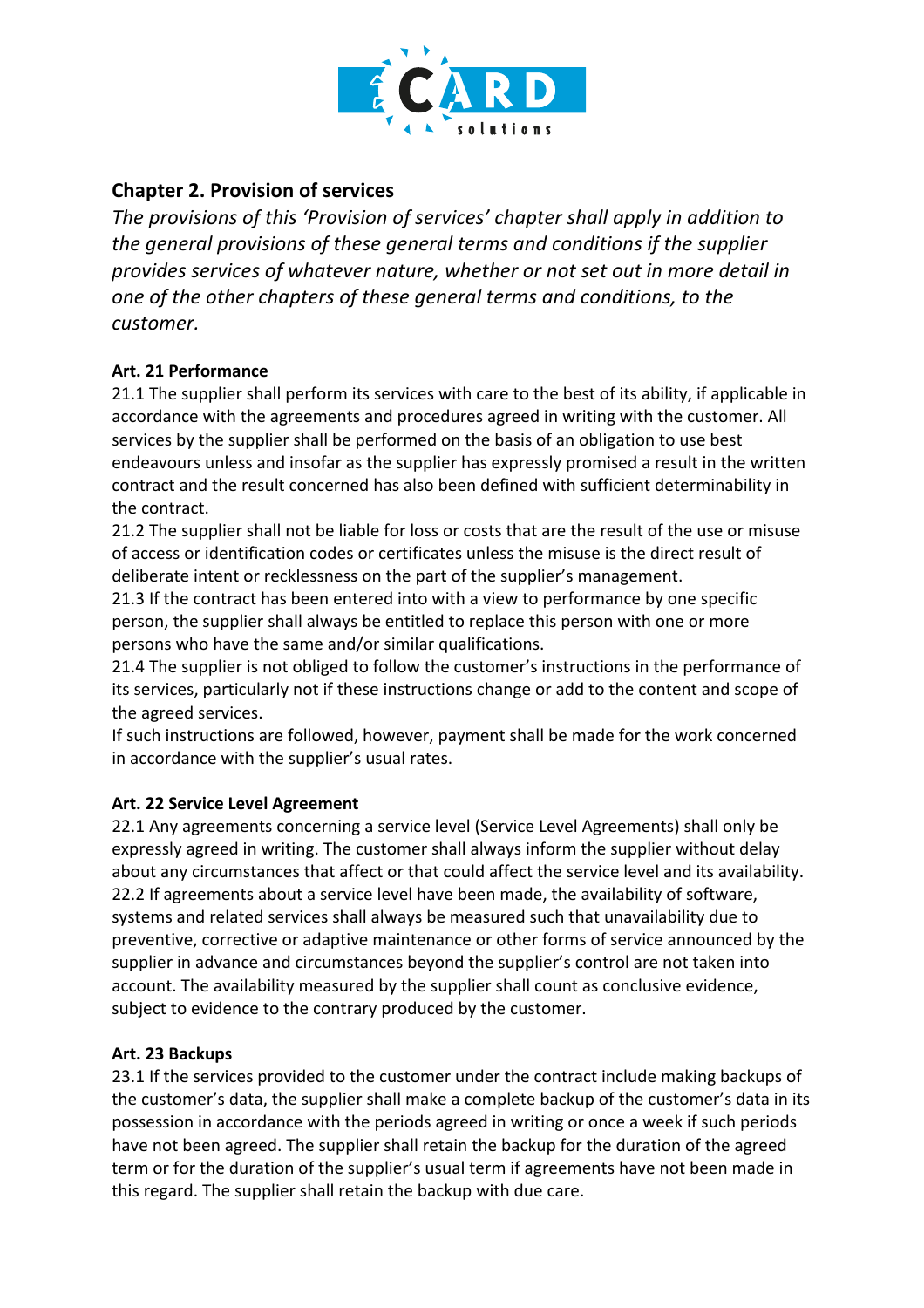## Chapter 2. Provision of services

*The provisions of this 'Provision of services' chapter shall apply in addition to the general provisions of these general terms and conditions if the supplier provides services of whatever nature, whether or not set out in more detail in one of the other chapters of these general terms and conditions, to the customer.*

**Art. 21 Performance**

21.1 The supplier shall perform its services with care to the best of its ability, if applicable in accordance with the agreements and procedures agreed in writing with the customer. All services by the supplier shall be performed on the basis of an obligation to use best endeavours unless and insofar as the supplier has expressly promised a result in the written contract and the result concerned has also been defined with sufficient determinability in the contract.

21.2 The supplier shall not be liable for loss or costs that are the result of the use or misuse of access or identification codes or certificates unless the misuse is the direct result of deliberate intent or recklessness on the part of the supplier's management.

21.3 If the contract has been entered into with a view to performance by one specific person, the supplier shall always be entitled to replace this person with one or more persons who have the same and/or similar qualifications.

21.4 The supplier is not obliged to follow the customer's instructions in the performance of its services, particularly not if these instructions change or add to the content and scope of the agreed services.

If such instructions are followed, however, payment shall be made for the work concerned in accordance with the supplier's usual rates.

**Art. 22 Service Level Agreement**

22.1 Any agreements concerning a service level (Service Level Agreements) shall only be expressly agreed in writing. The customer shall always inform the supplier without delay about any circumstances that affect or that could affect the service level and its availability.

22.2 If agreements about a service level have been made, the availability of software, systems and related services shall always be measured such that unavailability due to preventive, corrective or adaptive maintenance or other forms of service announced by the supplier in advance and circumstances beyond the supplier's control are not taken into account. The availability measured by the supplier shall count as conclusive evidence, subject to evidence to the contrary produced by the customer.

**Art. 23 Backups**

23.1 If the services provided to the customer under the contract include making backups of the customer's data, the supplier shall make a complete backup of the customer's data in its possession in accordance with the periods agreed in writing or once a week if such periods have not been agreed. The supplier shall retain the backup for the duration of the agreed term or for the duration of the supplier's usual term if agreements have not been made in this regard. The supplier shall retain the backup with due care.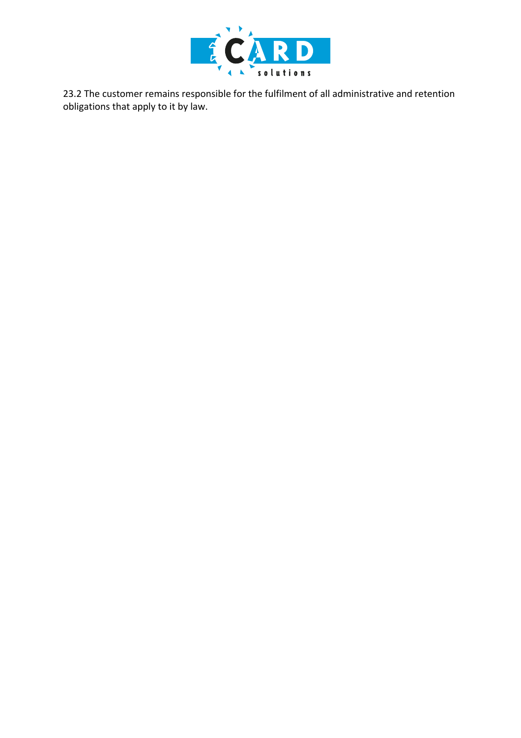23.2 The customer remains responsible for the fulfilment of all administrative and retention obligations that apply to it by law.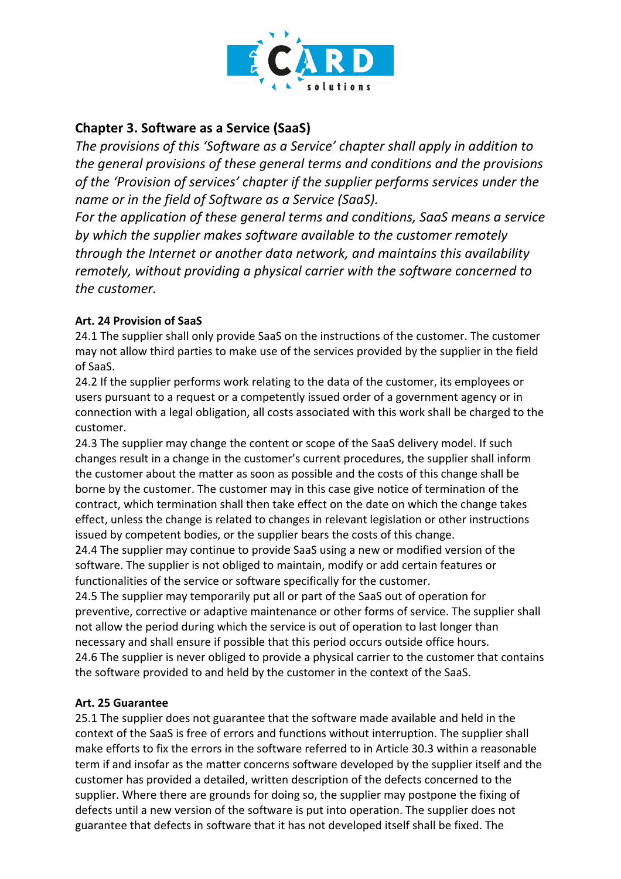## Chapter 3. Software as a Service (SaaS)

*The provisions of this 'Software as a Service' chapter shall apply in addition to the general provisions of these general terms and conditions and the provisions of the 'Provision of services' chapter if the supplier performs services under the name or in the field of Software as a Service (SaaS).*

*For the application of these general terms and conditions, SaaS means a service by which the supplier makes software available to the customer remotely through the Internet or another data network, and maintains this availability remotely, without providing a physical carrier with the software concerned to the customer.*

**Art. 24 Provision of SaaS**

24.1 The supplier shall only provide SaaS on the instructions of the customer. The customer may not allow third parties to make use of the services provided by the supplier in the field of SaaS.

24.2 If the supplier performs work relating to the data of the customer, its employees or users pursuant to a request or a competently issued order of a government agency or in connection with a legal obligation, all costs associated with this work shall be charged to the customer.

24.3 The supplier may change the content or scope of the SaaS delivery model. If such changes result in a change in the customer's current procedures, the supplier shall inform the customer about the matter as soon as possible and the costs of this change shall be borne by the customer. The customer may in this case give notice of termination of the contract, which termination shall then take effect on the date on which the change takes effect, unless the change is related to changes in relevant legislation or other instructions issued by competent bodies, or the supplier bears the costs of this change.

24.4 The supplier may continue to provide SaaS using a new or modified version of the software. The supplier is not obliged to maintain, modify or add certain features or functionalities of the service or software specifically for the customer.

24.5 The supplier may temporarily put all or part of the SaaS out of operation for preventive, corrective or adaptive maintenance or other forms of service. The supplier shall not allow the period during which the service is out of operation to last longer than necessary and shall ensure if possible that this period occurs outside office hours.

24.6 The supplier is never obliged to provide a physical carrier to the customer that contains the software provided to and held by the customer in the context of the SaaS.

**Art. 25 Guarantee**

25.1 The supplier does not guarantee that the software made available and held in the context of the SaaS is free of errors and functions without interruption. The supplier shall make efforts to fix the errors in the software referred to in Article 30.3 within a reasonable term if and insofar as the matter concerns software developed by the supplier itself and the customer has provided a detailed, written description of the defects concerned to the supplier. Where there are grounds for doing so, the supplier may postpone the fixing of defects until a new version of the software is put into operation. The supplier does not guarantee that defects in software that it has not developed itself shall be fixed. The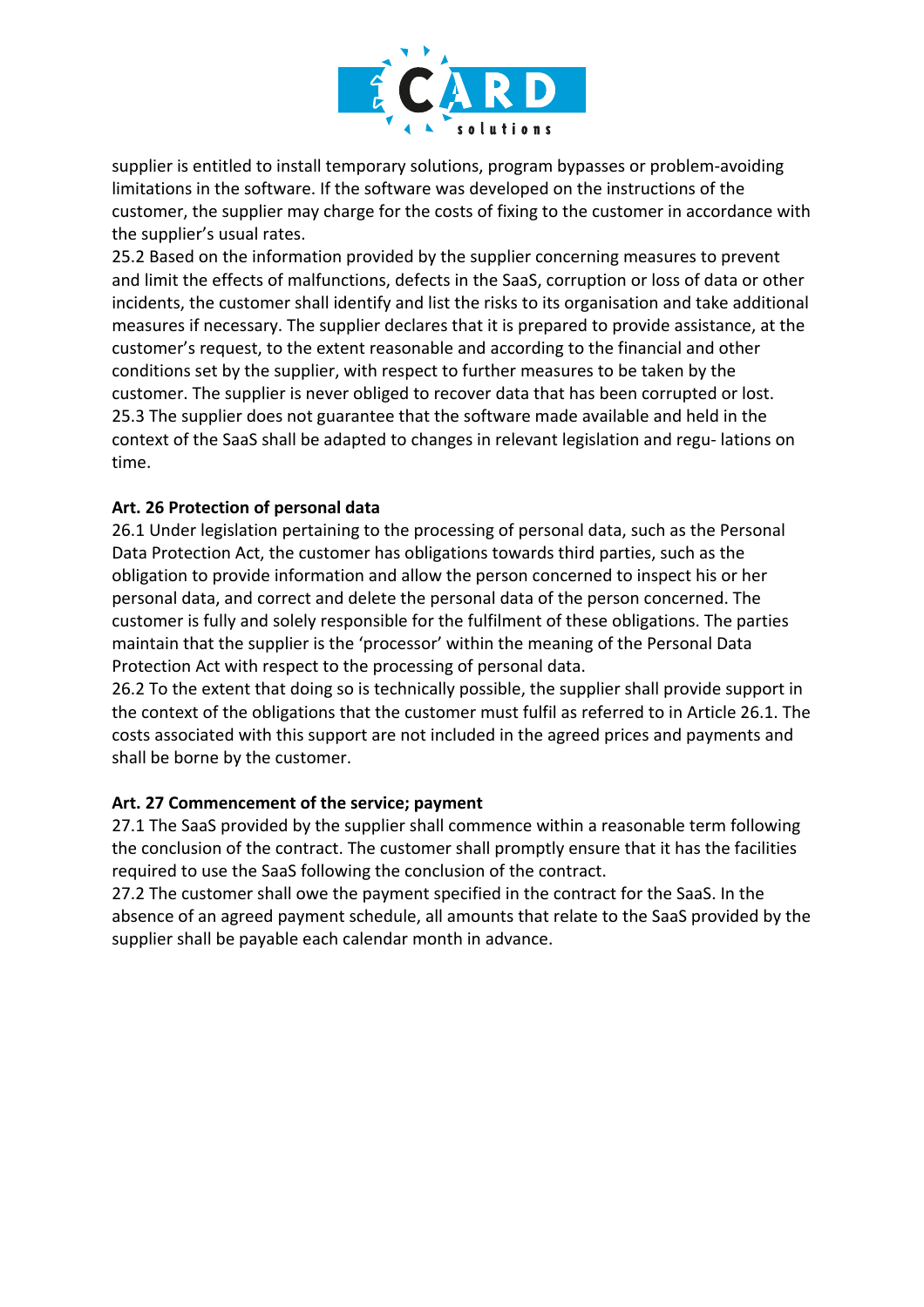supplier is entitled to install temporary solutions, program bypasses or problem-avoiding limitations in the software. If the software was developed on the instructions of the customer, the supplier may charge for the costs of fixing to the customer in accordance with the supplier's usual rates.

25.2 Based on the information provided by the supplier concerning measures to prevent and limit the effects of malfunctions, defects in the SaaS, corruption or loss of data or other incidents, the customer shall identify and list the risks to its organisation and take additional measures if necessary. The supplier declares that it is prepared to provide assistance, at the customer's request, to the extent reasonable and according to the financial and other conditions set by the supplier, with respect to further measures to be taken by the customer. The supplier is never obliged to recover data that has been corrupted or lost.

25.3 The supplier does not guarantee that the software made available and held in the context of the SaaS shall be adapted to changes in relevant legislation and regu- lations on time.

**Art. 26 Protection of personal data**

26.1 Under legislation pertaining to the processing of personal data, such as the Personal Data Protection Act, the customer has obligations towards third parties, such as the obligation to provide information and allow the person concerned to inspect his or her personal data, and correct and delete the personal data of the person concerned. The customer is fully and solely responsible for the fulfilment of these obligations. The parties maintain that the supplier is the 'processor' within the meaning of the Personal Data Protection Act with respect to the processing of personal data.

26.2 To the extent that doing so is technically possible, the supplier shall provide support in the context of the obligations that the customer must fulfil as referred to in Article 26.1. The costs associated with this support are not included in the agreed prices and payments and shall be borne by the customer.

**Art. 27 Commencement of the service; payment**

27.1 The SaaS provided by the supplier shall commence within a reasonable term following the conclusion of the contract. The customer shall promptly ensure that it has the facilities required to use the SaaS following the conclusion of the contract.

27.2 The customer shall owe the payment specified in the contract for the SaaS. In the absence of an agreed payment schedule, all amounts that relate to the SaaS provided by the supplier shall be payable each calendar month in advance.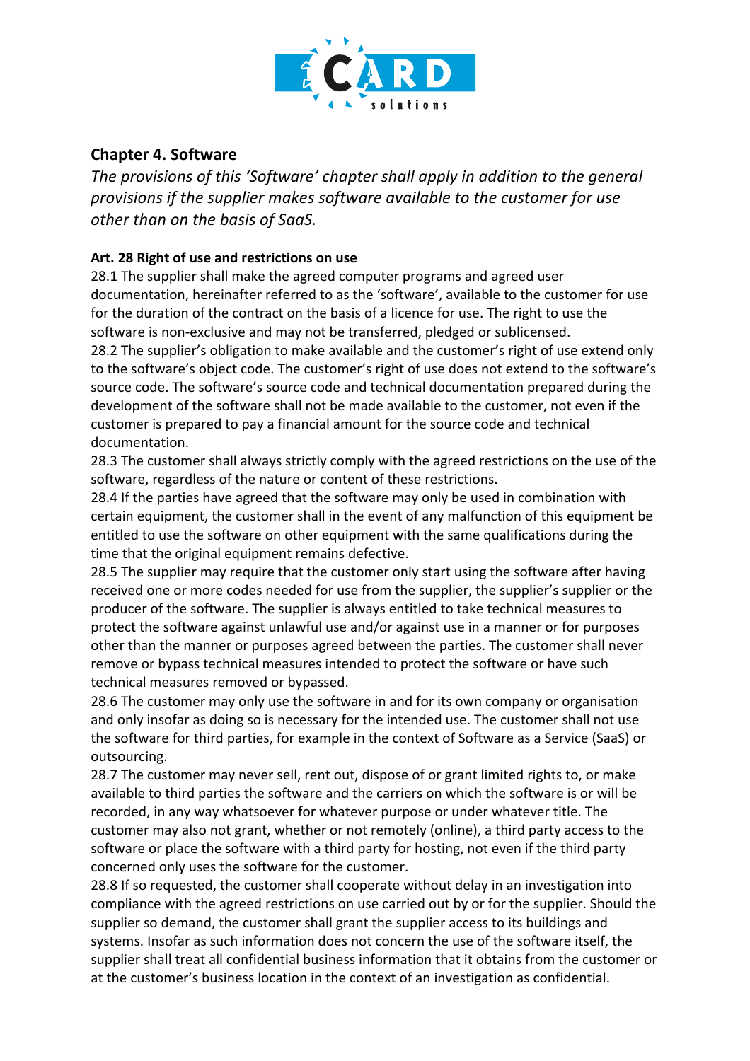## Chapter 4. Software

*The provisions of this 'Software' chapter shall apply in addition to the general provisions if the supplier makes software available to the customer for use other than on the basis of SaaS.*

### Art. 28 Right of use and restrictions on use

28.1 The supplier shall make the agreed computer programs and agreed user documentation, hereinafter referred to as the 'software', available to the customer for use for the duration of the contract on the basis of a licence for use. The right to use the software is non-exclusive and may not be transferred, pledged or sublicensed.

28.2 The supplier's obligation to make available and the customer's right of use extend only to the software's object code. The customer's right of use does not extend to the software's source code. The software's source code and technical documentation prepared during the development of the software shall not be made available to the customer, not even if the customer is prepared to pay a financial amount for the source code and technical documentation.

28.3 The customer shall always strictly comply with the agreed restrictions on the use of the software, regardless of the nature or content of these restrictions.

28.4 If the parties have agreed that the software may only be used in combination with certain equipment, the customer shall in the event of any malfunction of this equipment be entitled to use the software on other equipment with the same qualifications during the time that the original equipment remains defective.

28.5 The supplier may require that the customer only start using the software after having received one or more codes needed for use from the supplier, the supplier's supplier or the producer of the software. The supplier is always entitled to take technical measures to protect the software against unlawful use and/or against use in a manner or for purposes other than the manner or purposes agreed between the parties. The customer shall never remove or bypass technical measures intended to protect the software or have such technical measures removed or bypassed.

28.6 The customer may only use the software in and for its own company or organisation and only insofar as doing so is necessary for the intended use. The customer shall not use the software for third parties, for example in the context of Software as a Service (SaaS) or outsourcing.

28.7 The customer may never sell, rent out, dispose of or grant limited rights to, or make available to third parties the software and the carriers on which the software is or will be recorded, in any way whatsoever for whatever purpose or under whatever title. The customer may also not grant, whether or not remotely (online), a third party access to the software or place the software with a third party for hosting, not even if the third party concerned only uses the software for the customer.

28.8 If so requested, the customer shall cooperate without delay in an investigation into compliance with the agreed restrictions on use carried out by or for the supplier. Should the supplier so demand, the customer shall grant the supplier access to its buildings and systems. Insofar as such information does not concern the use of the software itself, the supplier shall treat all confidential business information that it obtains from the customer or at the customer's business location in the context of an investigation as confidential.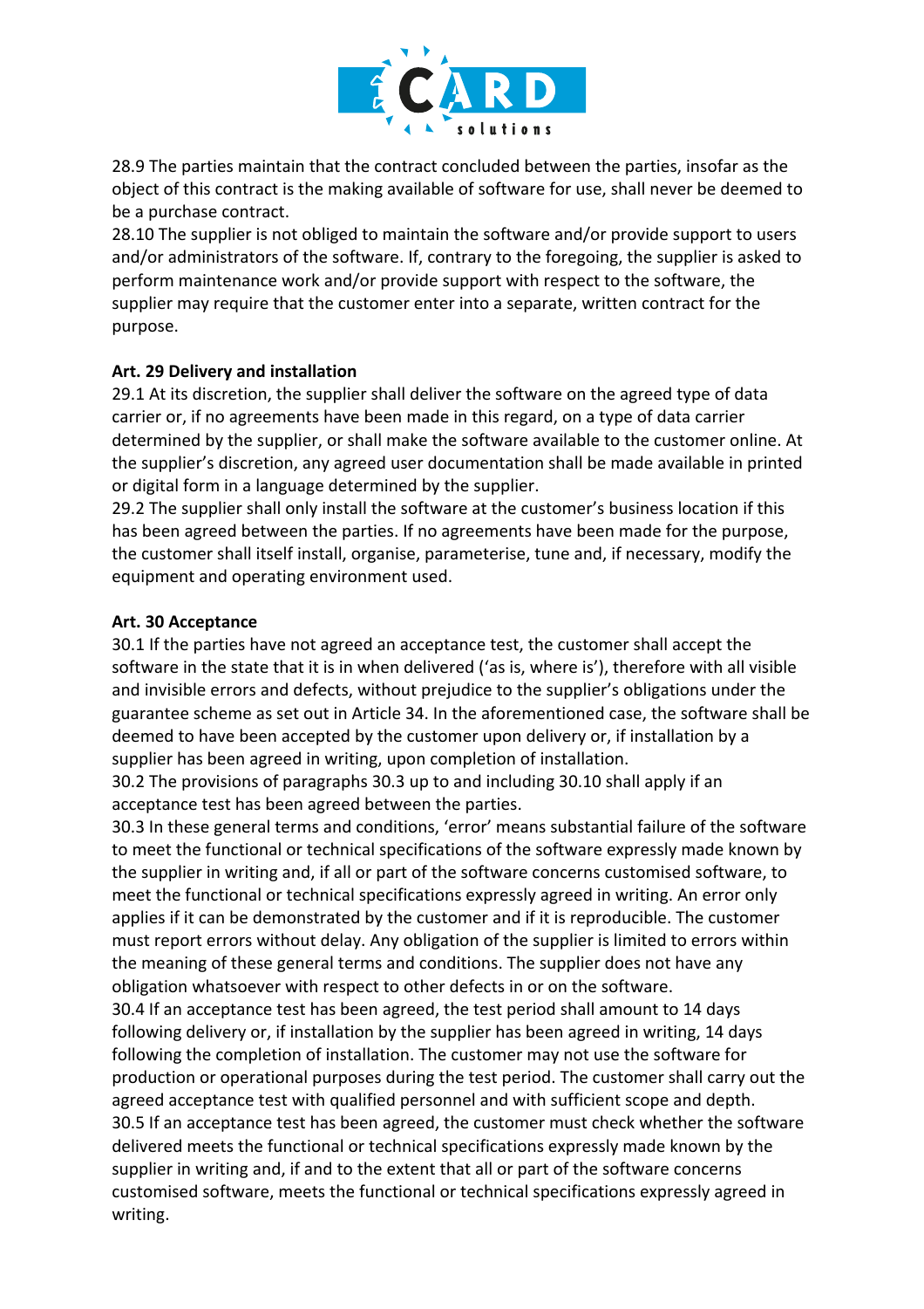28.9 The parties maintain that the contract concluded between the parties, insofar as the object of this contract is the making available of software for use, shall never be deemed to be a purchase contract.
28.10 The supplier is not obliged to maintain the software and/or provide support to users and/or administrators of the software. If, contrary to the foregoing, the supplier is asked to perform maintenance work and/or provide support with respect to the software, the supplier may require that the customer enter into a separate, written contract for the purpose.

**Art. 29 Delivery and installation**
29.1 At its discretion, the supplier shall deliver the software on the agreed type of data carrier or, if no agreements have been made in this regard, on a type of data carrier determined by the supplier, or shall make the software available to the customer online. At the supplier's discretion, any agreed user documentation shall be made available in printed or digital form in a language determined by the supplier.
29.2 The supplier shall only install the software at the customer's business location if this has been agreed between the parties. If no agreements have been made for the purpose, the customer shall itself install, organise, parameterise, tune and, if necessary, modify the equipment and operating environment used.

**Art. 30 Acceptance**
30.1 If the parties have not agreed an acceptance test, the customer shall accept the software in the state that it is in when delivered ('as is, where is'), therefore with all visible and invisible errors and defects, without prejudice to the supplier's obligations under the guarantee scheme as set out in Article 34. In the aforementioned case, the software shall be deemed to have been accepted by the customer upon delivery or, if installation by a supplier has been agreed in writing, upon completion of installation.
30.2 The provisions of paragraphs 30.3 up to and including 30.10 shall apply if an acceptance test has been agreed between the parties.
30.3 In these general terms and conditions, 'error' means substantial failure of the software to meet the functional or technical specifications of the software expressly made known by the supplier in writing and, if all or part of the software concerns customised software, to meet the functional or technical specifications expressly agreed in writing. An error only applies if it can be demonstrated by the customer and if it is reproducible. The customer must report errors without delay. Any obligation of the supplier is limited to errors within the meaning of these general terms and conditions. The supplier does not have any obligation whatsoever with respect to other defects in or on the software.
30.4 If an acceptance test has been agreed, the test period shall amount to 14 days following delivery or, if installation by the supplier has been agreed in writing, 14 days following the completion of installation. The customer may not use the software for production or operational purposes during the test period. The customer shall carry out the agreed acceptance test with qualified personnel and with sufficient scope and depth.
30.5 If an acceptance test has been agreed, the customer must check whether the software delivered meets the functional or technical specifications expressly made known by the supplier in writing and, if and to the extent that all or part of the software concerns customised software, meets the functional or technical specifications expressly agreed in writing.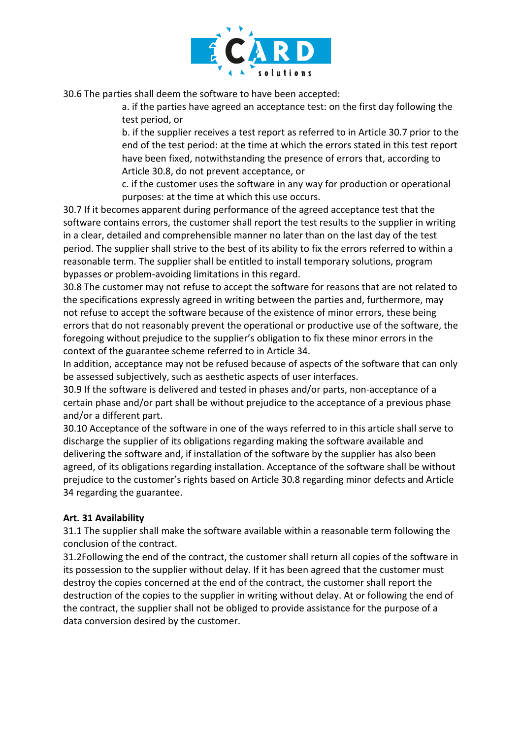30.6 The parties shall deem the software to have been accepted:

a. if the parties have agreed an acceptance test: on the first day following the test period, or

b. if the supplier receives a test report as referred to in Article 30.7 prior to the end of the test period: at the time at which the errors stated in this test report have been fixed, notwithstanding the presence of errors that, according to Article 30.8, do not prevent acceptance, or

c. if the customer uses the software in any way for production or operational purposes: at the time at which this use occurs.

30.7 If it becomes apparent during performance of the agreed acceptance test that the software contains errors, the customer shall report the test results to the supplier in writing in a clear, detailed and comprehensible manner no later than on the last day of the test period. The supplier shall strive to the best of its ability to fix the errors referred to within a reasonable term. The supplier shall be entitled to install temporary solutions, program bypasses or problem-avoiding limitations in this regard.

30.8 The customer may not refuse to accept the software for reasons that are not related to the specifications expressly agreed in writing between the parties and, furthermore, may not refuse to accept the software because of the existence of minor errors, these being errors that do not reasonably prevent the operational or productive use of the software, the foregoing without prejudice to the supplier's obligation to fix these minor errors in the context of the guarantee scheme referred to in Article 34.

In addition, acceptance may not be refused because of aspects of the software that can only be assessed subjectively, such as aesthetic aspects of user interfaces.

30.9 If the software is delivered and tested in phases and/or parts, non-acceptance of a certain phase and/or part shall be without prejudice to the acceptance of a previous phase and/or a different part.

30.10 Acceptance of the software in one of the ways referred to in this article shall serve to discharge the supplier of its obligations regarding making the software available and delivering the software and, if installation of the software by the supplier has also been agreed, of its obligations regarding installation. Acceptance of the software shall be without prejudice to the customer's rights based on Article 30.8 regarding minor defects and Article 34 regarding the guarantee.

**Art. 31 Availability**

31.1 The supplier shall make the software available within a reasonable term following the conclusion of the contract.

31.2Following the end of the contract, the customer shall return all copies of the software in its possession to the supplier without delay. If it has been agreed that the customer must destroy the copies concerned at the end of the contract, the customer shall report the destruction of the copies to the supplier in writing without delay. At or following the end of the contract, the supplier shall not be obliged to provide assistance for the purpose of a data conversion desired by the customer.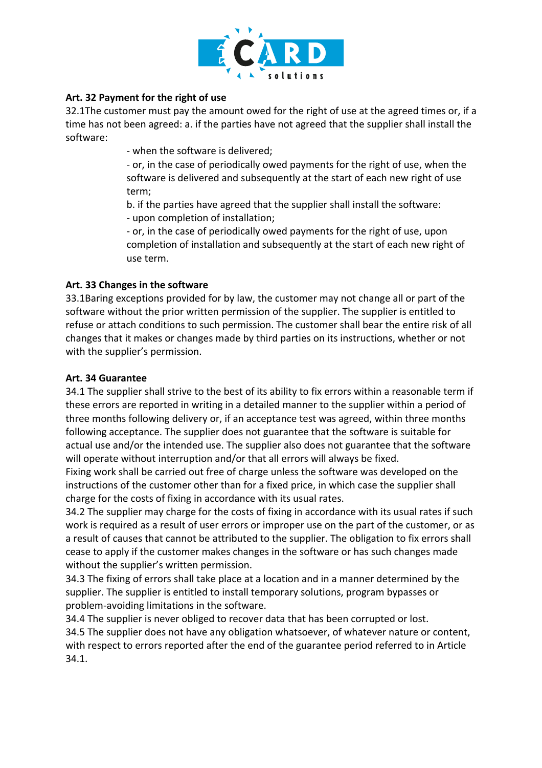**Art. 32 Payment for the right of use**

32.1The customer must pay the amount owed for the right of use at the agreed times or, if a time has not been agreed: a. if the parties have not agreed that the supplier shall install the software:

- when the software is delivered;
- or, in the case of periodically owed payments for the right of use, when the software is delivered and subsequently at the start of each new right of use term;

b. if the parties have agreed that the supplier shall install the software:

- upon completion of installation;
- or, in the case of periodically owed payments for the right of use, upon completion of installation and subsequently at the start of each new right of use term.

**Art. 33 Changes in the software**

33.1Baring exceptions provided for by law, the customer may not change all or part of the software without the prior written permission of the supplier. The supplier is entitled to refuse or attach conditions to such permission. The customer shall bear the entire risk of all changes that it makes or changes made by third parties on its instructions, whether or not with the supplier's permission.

**Art. 34 Guarantee**

34.1 The supplier shall strive to the best of its ability to fix errors within a reasonable term if these errors are reported in writing in a detailed manner to the supplier within a period of three months following delivery or, if an acceptance test was agreed, within three months following acceptance. The supplier does not guarantee that the software is suitable for actual use and/or the intended use. The supplier also does not guarantee that the software will operate without interruption and/or that all errors will always be fixed.
Fixing work shall be carried out free of charge unless the software was developed on the instructions of the customer other than for a fixed price, in which case the supplier shall charge for the costs of fixing in accordance with its usual rates.
34.2 The supplier may charge for the costs of fixing in accordance with its usual rates if such work is required as a result of user errors or improper use on the part of the customer, or as a result of causes that cannot be attributed to the supplier. The obligation to fix errors shall cease to apply if the customer makes changes in the software or has such changes made without the supplier's written permission.
34.3 The fixing of errors shall take place at a location and in a manner determined by the supplier. The supplier is entitled to install temporary solutions, program bypasses or problem-avoiding limitations in the software.
34.4 The supplier is never obliged to recover data that has been corrupted or lost.
34.5 The supplier does not have any obligation whatsoever, of whatever nature or content, with respect to errors reported after the end of the guarantee period referred to in Article 34.1.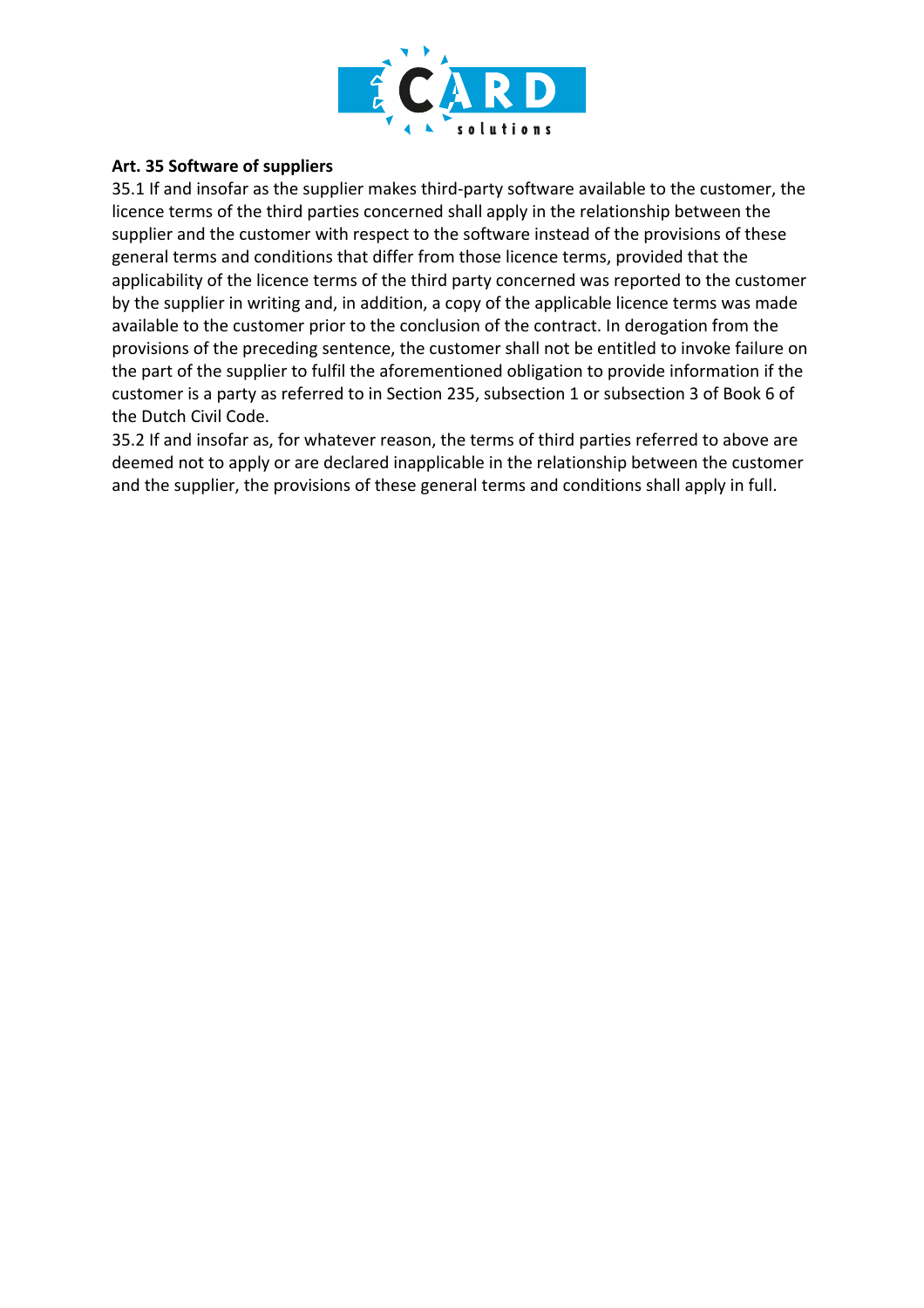**Art. 35 Software of suppliers**

35.1 If and insofar as the supplier makes third-party software available to the customer, the licence terms of the third parties concerned shall apply in the relationship between the supplier and the customer with respect to the software instead of the provisions of these general terms and conditions that differ from those licence terms, provided that the applicability of the licence terms of the third party concerned was reported to the customer by the supplier in writing and, in addition, a copy of the applicable licence terms was made available to the customer prior to the conclusion of the contract. In derogation from the provisions of the preceding sentence, the customer shall not be entitled to invoke failure on the part of the supplier to fulfil the aforementioned obligation to provide information if the customer is a party as referred to in Section 235, subsection 1 or subsection 3 of Book 6 of the Dutch Civil Code.

35.2 If and insofar as, for whatever reason, the terms of third parties referred to above are deemed not to apply or are declared inapplicable in the relationship between the customer and the supplier, the provisions of these general terms and conditions shall apply in full.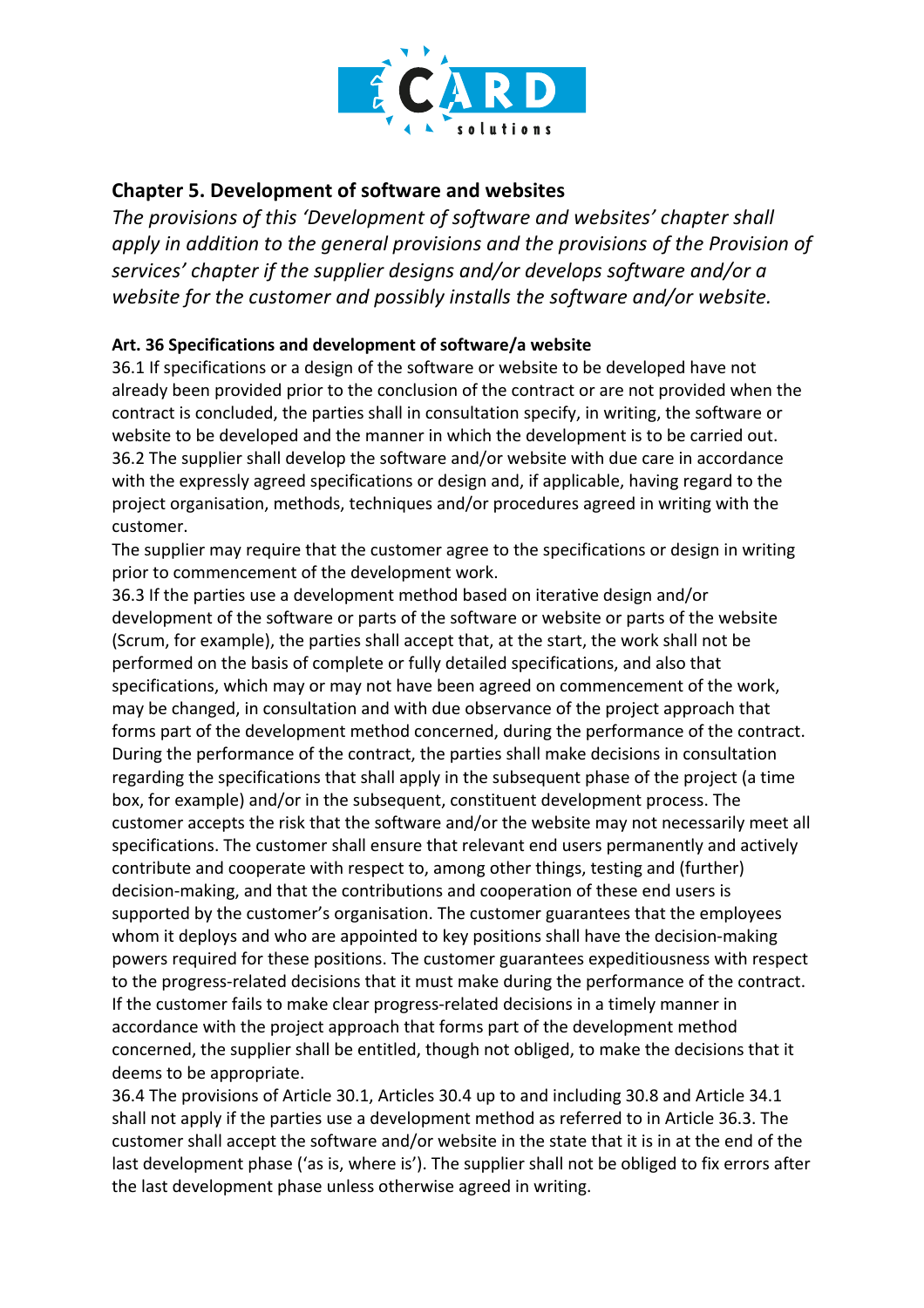## Chapter 5. Development of software and websites

*The provisions of this 'Development of software and websites' chapter shall apply in addition to the general provisions and the provisions of the Provision of services' chapter if the supplier designs and/or develops software and/or a website for the customer and possibly installs the software and/or website.*

### Art. 36 Specifications and development of software/a website

36.1 If specifications or a design of the software or website to be developed have not already been provided prior to the conclusion of the contract or are not provided when the contract is concluded, the parties shall in consultation specify, in writing, the software or website to be developed and the manner in which the development is to be carried out.

36.2 The supplier shall develop the software and/or website with due care in accordance with the expressly agreed specifications or design and, if applicable, having regard to the project organisation, methods, techniques and/or procedures agreed in writing with the customer.

The supplier may require that the customer agree to the specifications or design in writing prior to commencement of the development work.

36.3 If the parties use a development method based on iterative design and/or development of the software or parts of the software or website or parts of the website (Scrum, for example), the parties shall accept that, at the start, the work shall not be performed on the basis of complete or fully detailed specifications, and also that specifications, which may or may not have been agreed on commencement of the work, may be changed, in consultation and with due observance of the project approach that forms part of the development method concerned, during the performance of the contract. During the performance of the contract, the parties shall make decisions in consultation regarding the specifications that shall apply in the subsequent phase of the project (a time box, for example) and/or in the subsequent, constituent development process. The customer accepts the risk that the software and/or the website may not necessarily meet all specifications. The customer shall ensure that relevant end users permanently and actively contribute and cooperate with respect to, among other things, testing and (further) decision-making, and that the contributions and cooperation of these end users is supported by the customer's organisation. The customer guarantees that the employees whom it deploys and who are appointed to key positions shall have the decision-making powers required for these positions. The customer guarantees expeditiousness with respect to the progress-related decisions that it must make during the performance of the contract. If the customer fails to make clear progress-related decisions in a timely manner in accordance with the project approach that forms part of the development method concerned, the supplier shall be entitled, though not obliged, to make the decisions that it deems to be appropriate.

36.4 The provisions of Article 30.1, Articles 30.4 up to and including 30.8 and Article 34.1 shall not apply if the parties use a development method as referred to in Article 36.3. The customer shall accept the software and/or website in the state that it is in at the end of the last development phase ('as is, where is'). The supplier shall not be obliged to fix errors after the last development phase unless otherwise agreed in writing.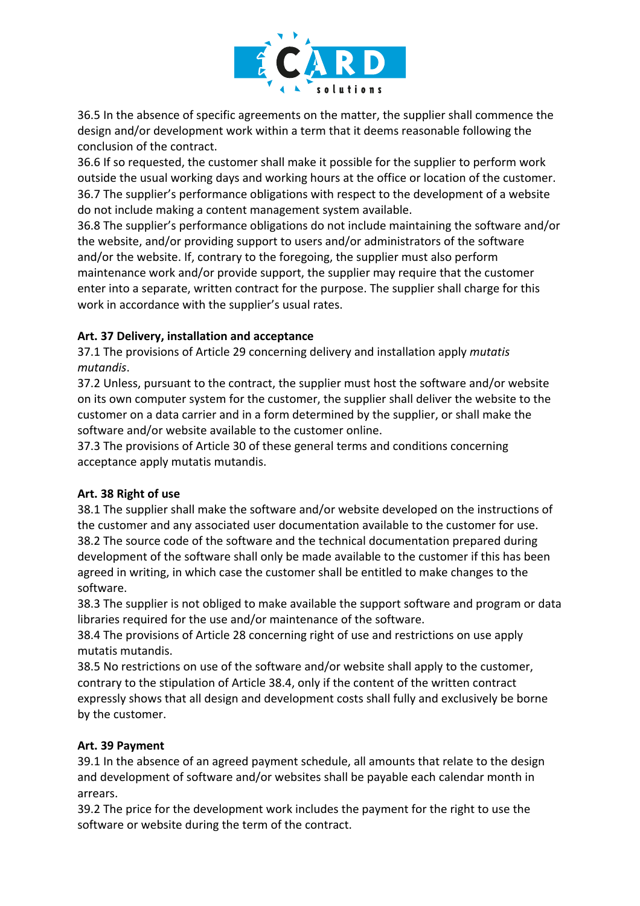36.5 In the absence of specific agreements on the matter, the supplier shall commence the design and/or development work within a term that it deems reasonable following the conclusion of the contract.
36.6 If so requested, the customer shall make it possible for the supplier to perform work outside the usual working days and working hours at the office or location of the customer.
36.7 The supplier's performance obligations with respect to the development of a website do not include making a content management system available.
36.8 The supplier's performance obligations do not include maintaining the software and/or the website, and/or providing support to users and/or administrators of the software and/or the website. If, contrary to the foregoing, the supplier must also perform maintenance work and/or provide support, the supplier may require that the customer enter into a separate, written contract for the purpose. The supplier shall charge for this work in accordance with the supplier's usual rates.

**Art. 37 Delivery, installation and acceptance**

37.1 The provisions of Article 29 concerning delivery and installation apply *mutatis mutandis*.
37.2 Unless, pursuant to the contract, the supplier must host the software and/or website on its own computer system for the customer, the supplier shall deliver the website to the customer on a data carrier and in a form determined by the supplier, or shall make the software and/or website available to the customer online.
37.3 The provisions of Article 30 of these general terms and conditions concerning acceptance apply mutatis mutandis.

**Art. 38 Right of use**

38.1 The supplier shall make the software and/or website developed on the instructions of the customer and any associated user documentation available to the customer for use.
38.2 The source code of the software and the technical documentation prepared during development of the software shall only be made available to the customer if this has been agreed in writing, in which case the customer shall be entitled to make changes to the software.
38.3 The supplier is not obliged to make available the support software and program or data libraries required for the use and/or maintenance of the software.
38.4 The provisions of Article 28 concerning right of use and restrictions on use apply mutatis mutandis.
38.5 No restrictions on use of the software and/or website shall apply to the customer, contrary to the stipulation of Article 38.4, only if the content of the written contract expressly shows that all design and development costs shall fully and exclusively be borne by the customer.

**Art. 39 Payment**

39.1 In the absence of an agreed payment schedule, all amounts that relate to the design and development of software and/or websites shall be payable each calendar month in arrears.
39.2 The price for the development work includes the payment for the right to use the software or website during the term of the contract.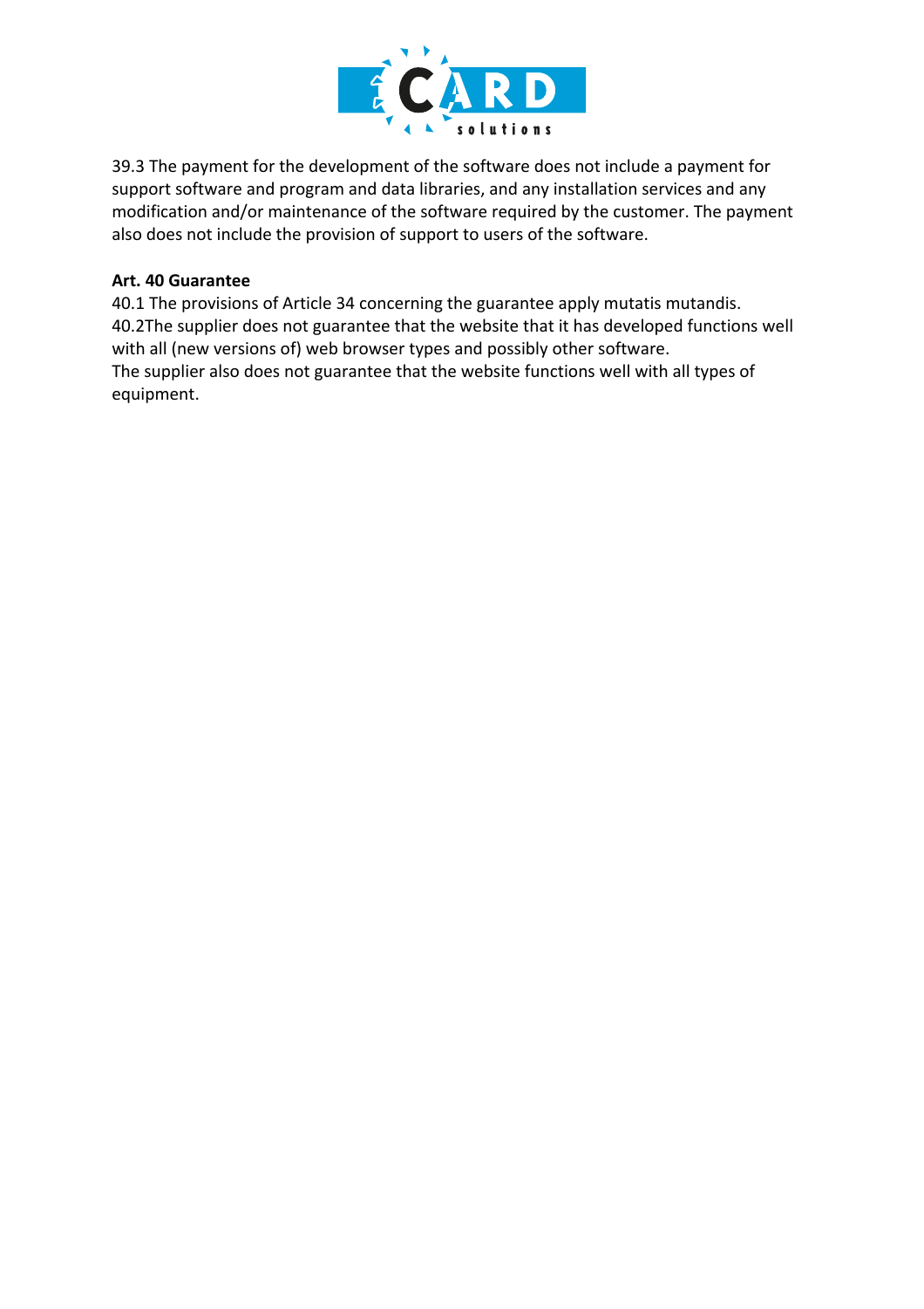39.3 The payment for the development of the software does not include a payment for support software and program and data libraries, and any installation services and any modification and/or maintenance of the software required by the customer. The payment also does not include the provision of support to users of the software.

**Art. 40 Guarantee**

40.1 The provisions of Article 34 concerning the guarantee apply mutatis mutandis.
40.2The supplier does not guarantee that the website that it has developed functions well with all (new versions of) web browser types and possibly other software.
The supplier also does not guarantee that the website functions well with all types of equipment.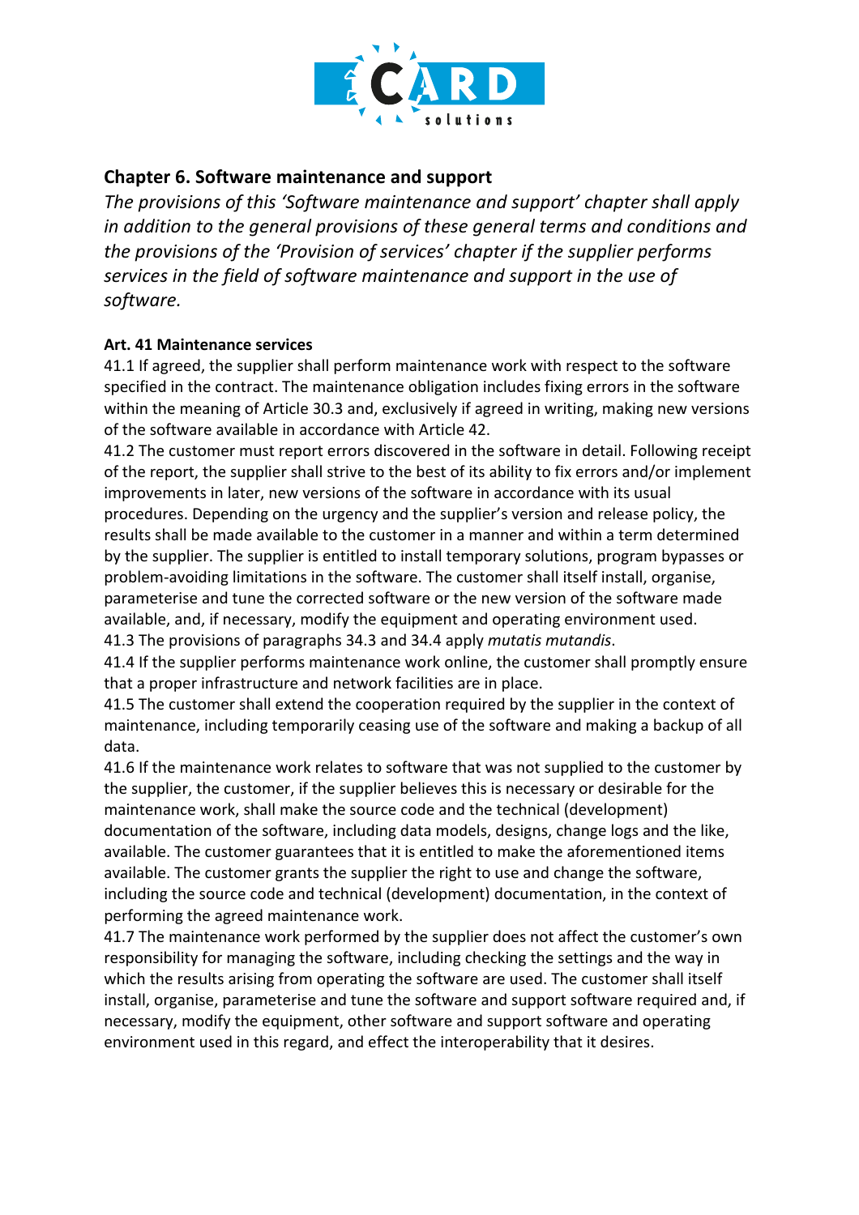## Chapter 6. Software maintenance and support

*The provisions of this 'Software maintenance and support' chapter shall apply in addition to the general provisions of these general terms and conditions and the provisions of the 'Provision of services' chapter if the supplier performs services in the field of software maintenance and support in the use of software.*

### Art. 41 Maintenance services

41.1 If agreed, the supplier shall perform maintenance work with respect to the software specified in the contract. The maintenance obligation includes fixing errors in the software within the meaning of Article 30.3 and, exclusively if agreed in writing, making new versions of the software available in accordance with Article 42.

41.2 The customer must report errors discovered in the software in detail. Following receipt of the report, the supplier shall strive to the best of its ability to fix errors and/or implement improvements in later, new versions of the software in accordance with its usual procedures. Depending on the urgency and the supplier's version and release policy, the results shall be made available to the customer in a manner and within a term determined by the supplier. The supplier is entitled to install temporary solutions, program bypasses or problem-avoiding limitations in the software. The customer shall itself install, organise, parameterise and tune the corrected software or the new version of the software made available, and, if necessary, modify the equipment and operating environment used.

41.3 The provisions of paragraphs 34.3 and 34.4 apply *mutatis mutandis*.

41.4 If the supplier performs maintenance work online, the customer shall promptly ensure that a proper infrastructure and network facilities are in place.

41.5 The customer shall extend the cooperation required by the supplier in the context of maintenance, including temporarily ceasing use of the software and making a backup of all data.

41.6 If the maintenance work relates to software that was not supplied to the customer by the supplier, the customer, if the supplier believes this is necessary or desirable for the maintenance work, shall make the source code and the technical (development) documentation of the software, including data models, designs, change logs and the like, available. The customer guarantees that it is entitled to make the aforementioned items available. The customer grants the supplier the right to use and change the software, including the source code and technical (development) documentation, in the context of performing the agreed maintenance work.

41.7 The maintenance work performed by the supplier does not affect the customer's own responsibility for managing the software, including checking the settings and the way in which the results arising from operating the software are used. The customer shall itself install, organise, parameterise and tune the software and support software required and, if necessary, modify the equipment, other software and support software and operating environment used in this regard, and effect the interoperability that it desires.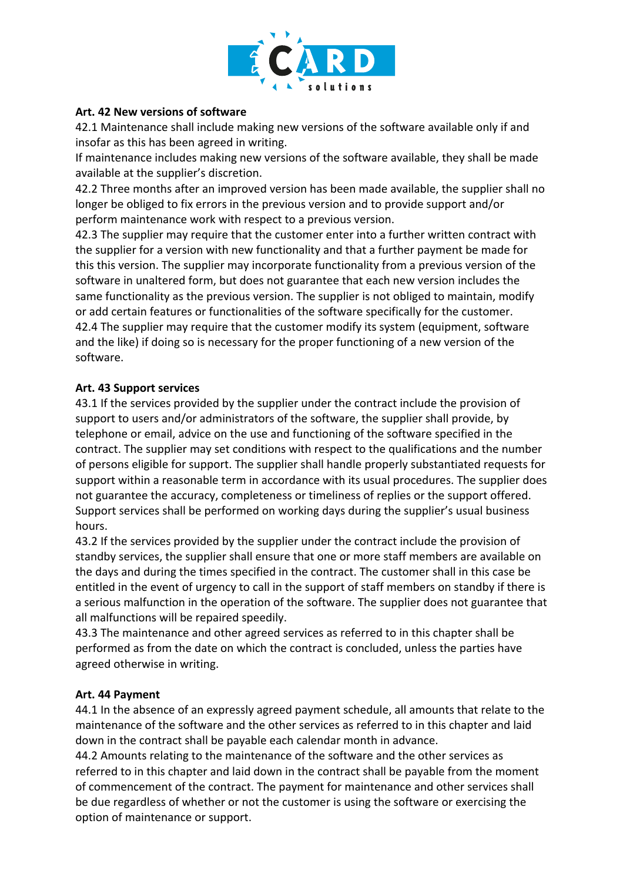**Art. 42 New versions of software**

42.1 Maintenance shall include making new versions of the software available only if and insofar as this has been agreed in writing.
If maintenance includes making new versions of the software available, they shall be made available at the supplier's discretion.

42.2 Three months after an improved version has been made available, the supplier shall no longer be obliged to fix errors in the previous version and to provide support and/or perform maintenance work with respect to a previous version.

42.3 The supplier may require that the customer enter into a further written contract with the supplier for a version with new functionality and that a further payment be made for this this version. The supplier may incorporate functionality from a previous version of the software in unaltered form, but does not guarantee that each new version includes the same functionality as the previous version. The supplier is not obliged to maintain, modify or add certain features or functionalities of the software specifically for the customer.

42.4 The supplier may require that the customer modify its system (equipment, software and the like) if doing so is necessary for the proper functioning of a new version of the software.

**Art. 43 Support services**

43.1 If the services provided by the supplier under the contract include the provision of support to users and/or administrators of the software, the supplier shall provide, by telephone or email, advice on the use and functioning of the software specified in the contract. The supplier may set conditions with respect to the qualifications and the number of persons eligible for support. The supplier shall handle properly substantiated requests for support within a reasonable term in accordance with its usual procedures. The supplier does not guarantee the accuracy, completeness or timeliness of replies or the support offered. Support services shall be performed on working days during the supplier's usual business hours.

43.2 If the services provided by the supplier under the contract include the provision of standby services, the supplier shall ensure that one or more staff members are available on the days and during the times specified in the contract. The customer shall in this case be entitled in the event of urgency to call in the support of staff members on standby if there is a serious malfunction in the operation of the software. The supplier does not guarantee that all malfunctions will be repaired speedily.

43.3 The maintenance and other agreed services as referred to in this chapter shall be performed as from the date on which the contract is concluded, unless the parties have agreed otherwise in writing.

**Art. 44 Payment**

44.1 In the absence of an expressly agreed payment schedule, all amounts that relate to the maintenance of the software and the other services as referred to in this chapter and laid down in the contract shall be payable each calendar month in advance.

44.2 Amounts relating to the maintenance of the software and the other services as referred to in this chapter and laid down in the contract shall be payable from the moment of commencement of the contract. The payment for maintenance and other services shall be due regardless of whether or not the customer is using the software or exercising the option of maintenance or support.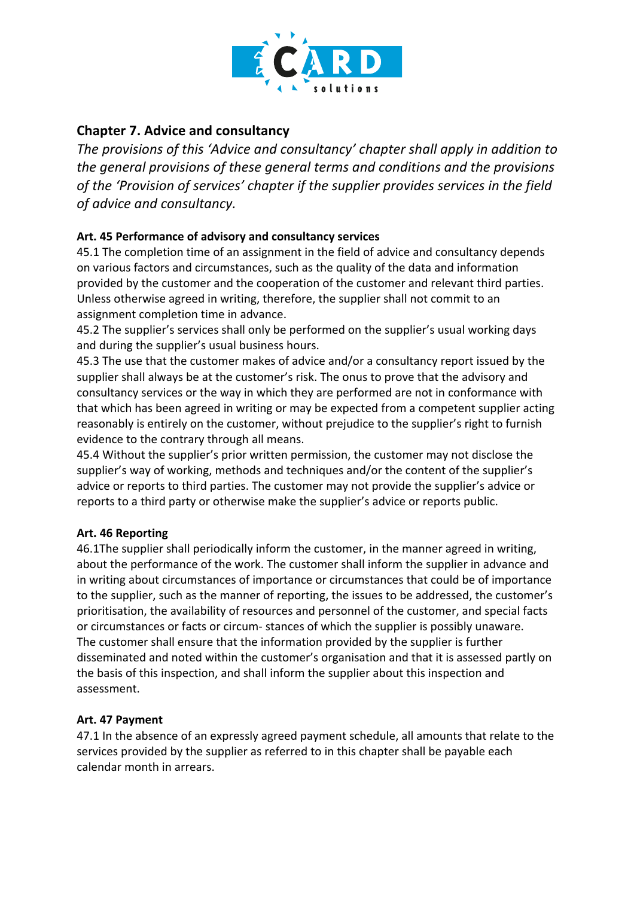## Chapter 7. Advice and consultancy

*The provisions of this 'Advice and consultancy' chapter shall apply in addition to the general provisions of these general terms and conditions and the provisions of the 'Provision of services' chapter if the supplier provides services in the field of advice and consultancy.*

### Art. 45 Performance of advisory and consultancy services

45.1 The completion time of an assignment in the field of advice and consultancy depends on various factors and circumstances, such as the quality of the data and information provided by the customer and the cooperation of the customer and relevant third parties. Unless otherwise agreed in writing, therefore, the supplier shall not commit to an assignment completion time in advance.

45.2 The supplier's services shall only be performed on the supplier's usual working days and during the supplier's usual business hours.

45.3 The use that the customer makes of advice and/or a consultancy report issued by the supplier shall always be at the customer's risk. The onus to prove that the advisory and consultancy services or the way in which they are performed are not in conformance with that which has been agreed in writing or may be expected from a competent supplier acting reasonably is entirely on the customer, without prejudice to the supplier's right to furnish evidence to the contrary through all means.

45.4 Without the supplier's prior written permission, the customer may not disclose the supplier's way of working, methods and techniques and/or the content of the supplier's advice or reports to third parties. The customer may not provide the supplier's advice or reports to a third party or otherwise make the supplier's advice or reports public.

### Art. 46 Reporting

46.1The supplier shall periodically inform the customer, in the manner agreed in writing, about the performance of the work. The customer shall inform the supplier in advance and in writing about circumstances of importance or circumstances that could be of importance to the supplier, such as the manner of reporting, the issues to be addressed, the customer's prioritisation, the availability of resources and personnel of the customer, and special facts or circumstances or facts or circum- stances of which the supplier is possibly unaware. The customer shall ensure that the information provided by the supplier is further disseminated and noted within the customer's organisation and that it is assessed partly on the basis of this inspection, and shall inform the supplier about this inspection and assessment.

### Art. 47 Payment

47.1 In the absence of an expressly agreed payment schedule, all amounts that relate to the services provided by the supplier as referred to in this chapter shall be payable each calendar month in arrears.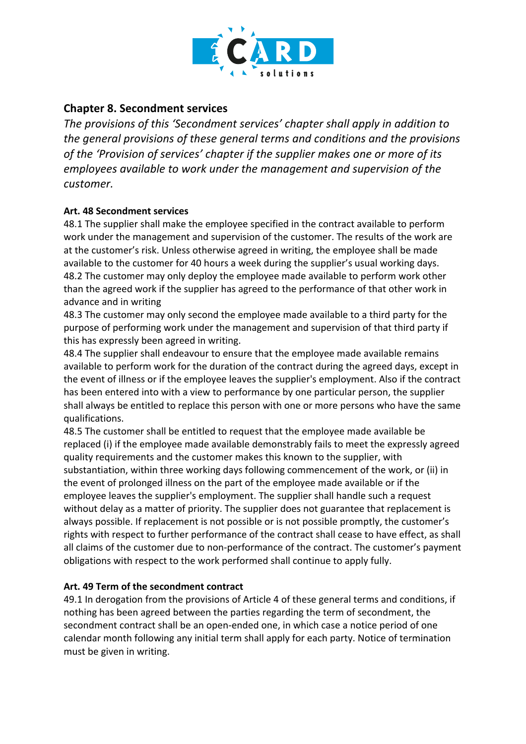## Chapter 8. Secondment services

*The provisions of this 'Secondment services' chapter shall apply in addition to the general provisions of these general terms and conditions and the provisions of the 'Provision of services' chapter if the supplier makes one or more of its employees available to work under the management and supervision of the customer.*

### Art. 48 Secondment services

48.1 The supplier shall make the employee specified in the contract available to perform work under the management and supervision of the customer. The results of the work are at the customer's risk. Unless otherwise agreed in writing, the employee shall be made available to the customer for 40 hours a week during the supplier's usual working days.

48.2 The customer may only deploy the employee made available to perform work other than the agreed work if the supplier has agreed to the performance of that other work in advance and in writing

48.3 The customer may only second the employee made available to a third party for the purpose of performing work under the management and supervision of that third party if this has expressly been agreed in writing.

48.4 The supplier shall endeavour to ensure that the employee made available remains available to perform work for the duration of the contract during the agreed days, except in the event of illness or if the employee leaves the supplier's employment. Also if the contract has been entered into with a view to performance by one particular person, the supplier shall always be entitled to replace this person with one or more persons who have the same qualifications.

48.5 The customer shall be entitled to request that the employee made available be replaced (i) if the employee made available demonstrably fails to meet the expressly agreed quality requirements and the customer makes this known to the supplier, with substantiation, within three working days following commencement of the work, or (ii) in the event of prolonged illness on the part of the employee made available or if the employee leaves the supplier's employment. The supplier shall handle such a request without delay as a matter of priority. The supplier does not guarantee that replacement is always possible. If replacement is not possible or is not possible promptly, the customer's rights with respect to further performance of the contract shall cease to have effect, as shall all claims of the customer due to non-performance of the contract. The customer's payment obligations with respect to the work performed shall continue to apply fully.

### Art. 49 Term of the secondment contract

49.1 In derogation from the provisions of Article 4 of these general terms and conditions, if nothing has been agreed between the parties regarding the term of secondment, the secondment contract shall be an open-ended one, in which case a notice period of one calendar month following any initial term shall apply for each party. Notice of termination must be given in writing.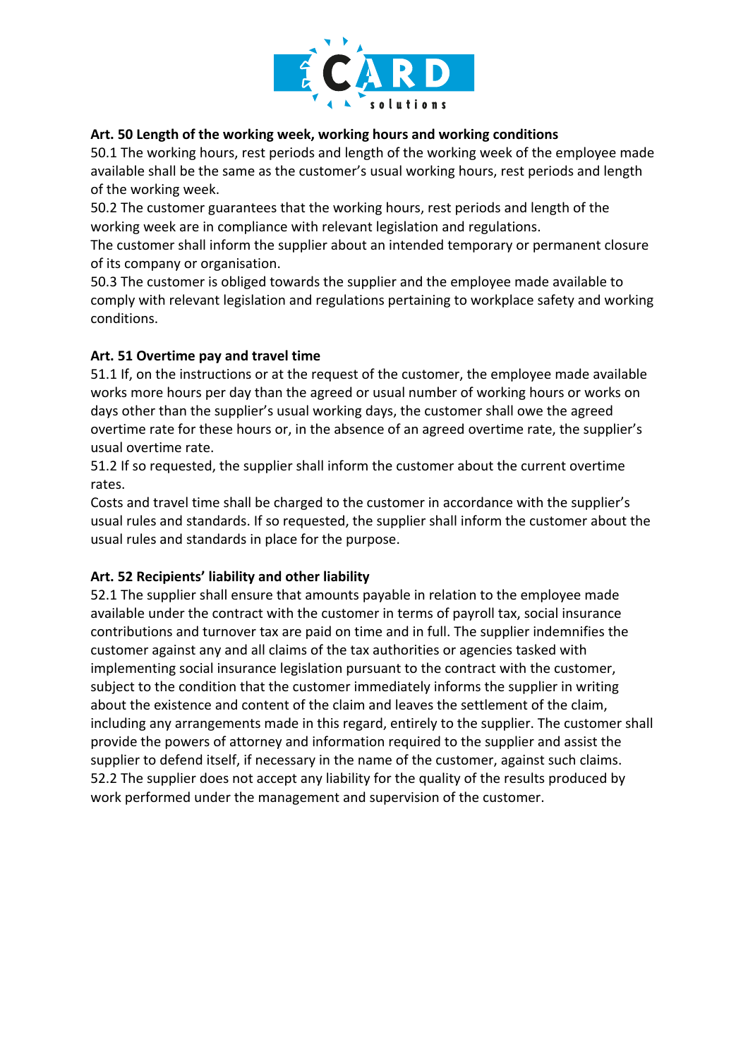**Art. 50 Length of the working week, working hours and working conditions**

50.1 The working hours, rest periods and length of the working week of the employee made available shall be the same as the customer's usual working hours, rest periods and length of the working week.

50.2 The customer guarantees that the working hours, rest periods and length of the working week are in compliance with relevant legislation and regulations.

The customer shall inform the supplier about an intended temporary or permanent closure of its company or organisation.

50.3 The customer is obliged towards the supplier and the employee made available to comply with relevant legislation and regulations pertaining to workplace safety and working conditions.

**Art. 51 Overtime pay and travel time**

51.1 If, on the instructions or at the request of the customer, the employee made available works more hours per day than the agreed or usual number of working hours or works on days other than the supplier's usual working days, the customer shall owe the agreed overtime rate for these hours or, in the absence of an agreed overtime rate, the supplier's usual overtime rate.

51.2 If so requested, the supplier shall inform the customer about the current overtime rates.

Costs and travel time shall be charged to the customer in accordance with the supplier's usual rules and standards. If so requested, the supplier shall inform the customer about the usual rules and standards in place for the purpose.

**Art. 52 Recipients' liability and other liability**

52.1 The supplier shall ensure that amounts payable in relation to the employee made available under the contract with the customer in terms of payroll tax, social insurance contributions and turnover tax are paid on time and in full. The supplier indemnifies the customer against any and all claims of the tax authorities or agencies tasked with implementing social insurance legislation pursuant to the contract with the customer, subject to the condition that the customer immediately informs the supplier in writing about the existence and content of the claim and leaves the settlement of the claim, including any arrangements made in this regard, entirely to the supplier. The customer shall provide the powers of attorney and information required to the supplier and assist the supplier to defend itself, if necessary in the name of the customer, against such claims.

52.2 The supplier does not accept any liability for the quality of the results produced by work performed under the management and supervision of the customer.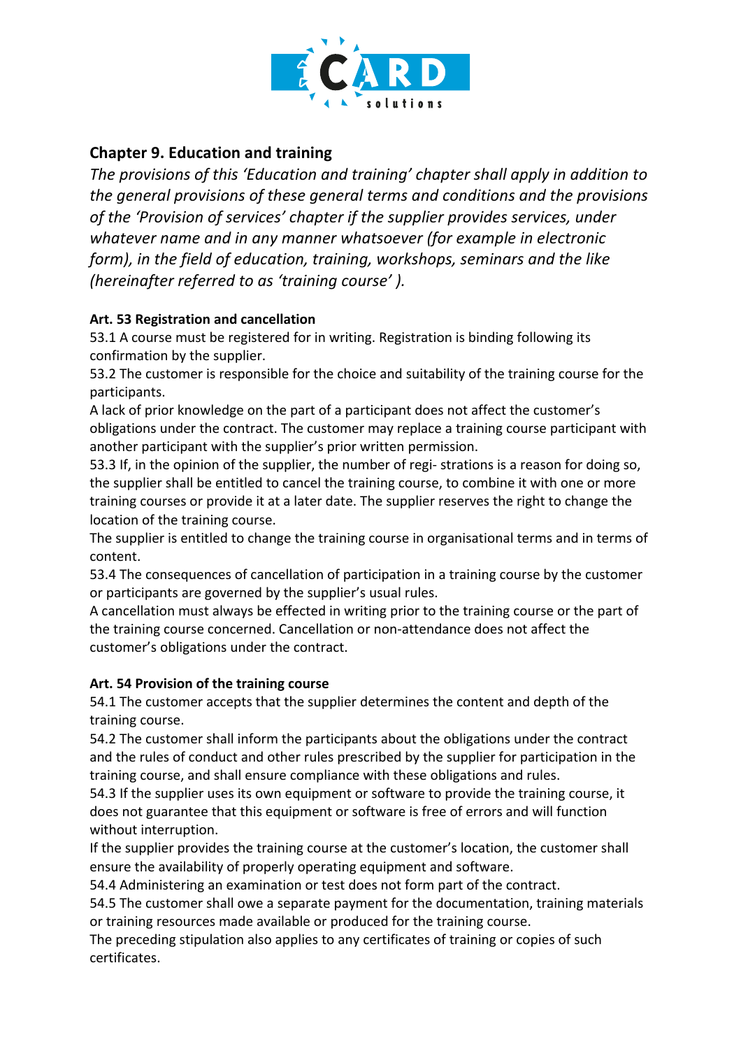## Chapter 9. Education and training

*The provisions of this 'Education and training' chapter shall apply in addition to the general provisions of these general terms and conditions and the provisions of the 'Provision of services' chapter if the supplier provides services, under whatever name and in any manner whatsoever (for example in electronic form), in the field of education, training, workshops, seminars and the like (hereinafter referred to as 'training course' ).*

### Art. 53 Registration and cancellation

53.1 A course must be registered for in writing. Registration is binding following its confirmation by the supplier.

53.2 The customer is responsible for the choice and suitability of the training course for the participants.

A lack of prior knowledge on the part of a participant does not affect the customer's obligations under the contract. The customer may replace a training course participant with another participant with the supplier's prior written permission.

53.3 If, in the opinion of the supplier, the number of regi- strations is a reason for doing so, the supplier shall be entitled to cancel the training course, to combine it with one or more training courses or provide it at a later date. The supplier reserves the right to change the location of the training course.

The supplier is entitled to change the training course in organisational terms and in terms of content.

53.4 The consequences of cancellation of participation in a training course by the customer or participants are governed by the supplier's usual rules.

A cancellation must always be effected in writing prior to the training course or the part of the training course concerned. Cancellation or non-attendance does not affect the customer's obligations under the contract.

### Art. 54 Provision of the training course

54.1 The customer accepts that the supplier determines the content and depth of the training course.

54.2 The customer shall inform the participants about the obligations under the contract and the rules of conduct and other rules prescribed by the supplier for participation in the training course, and shall ensure compliance with these obligations and rules.

54.3 If the supplier uses its own equipment or software to provide the training course, it does not guarantee that this equipment or software is free of errors and will function without interruption.

If the supplier provides the training course at the customer's location, the customer shall ensure the availability of properly operating equipment and software.

54.4 Administering an examination or test does not form part of the contract.

54.5 The customer shall owe a separate payment for the documentation, training materials or training resources made available or produced for the training course.

The preceding stipulation also applies to any certificates of training or copies of such certificates.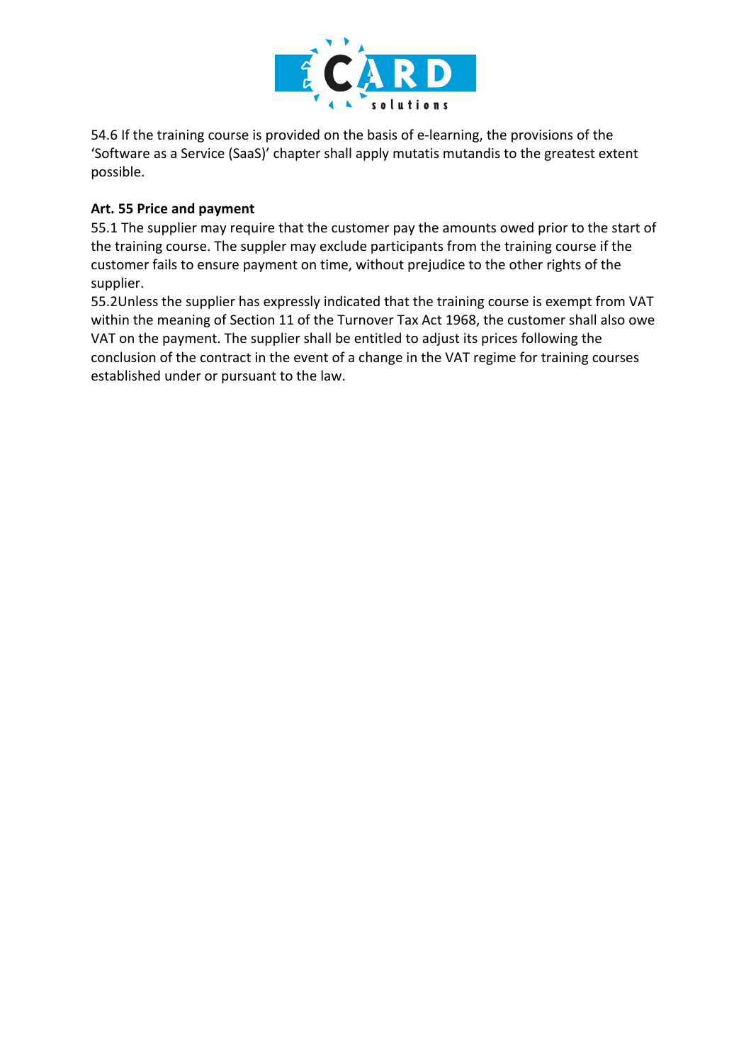54.6 If the training course is provided on the basis of e-learning, the provisions of the 'Software as a Service (SaaS)' chapter shall apply mutatis mutandis to the greatest extent possible.

**Art. 55 Price and payment**

55.1 The supplier may require that the customer pay the amounts owed prior to the start of the training course. The suppler may exclude participants from the training course if the customer fails to ensure payment on time, without prejudice to the other rights of the supplier.

55.2Unless the supplier has expressly indicated that the training course is exempt from VAT within the meaning of Section 11 of the Turnover Tax Act 1968, the customer shall also owe VAT on the payment. The supplier shall be entitled to adjust its prices following the conclusion of the contract in the event of a change in the VAT regime for training courses established under or pursuant to the law.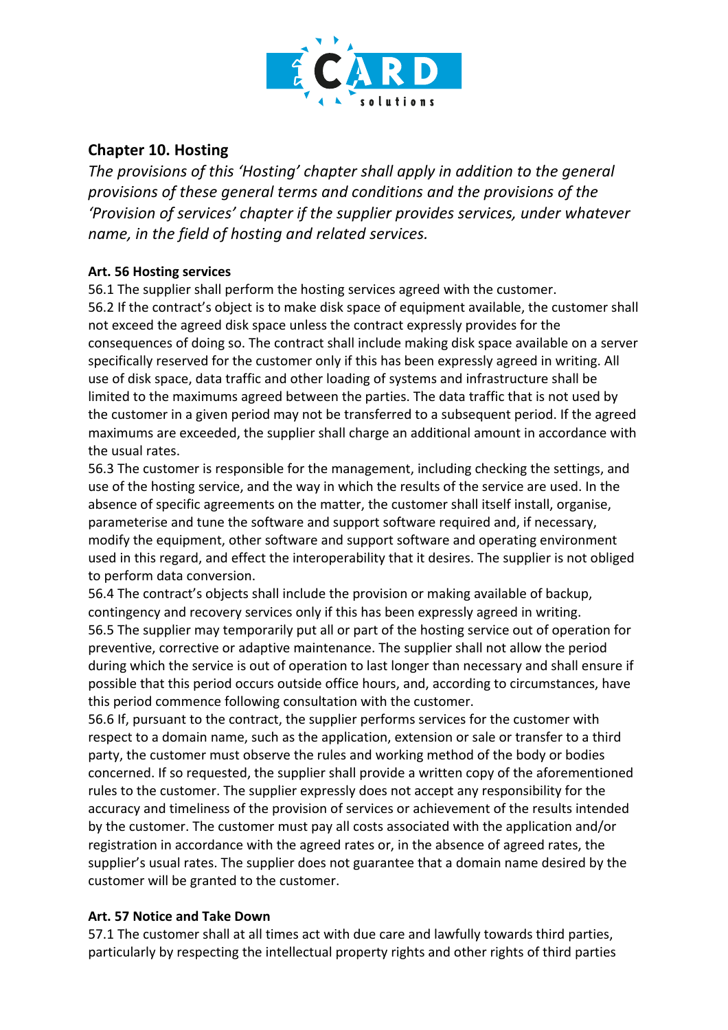## Chapter 10. Hosting

*The provisions of this 'Hosting' chapter shall apply in addition to the general provisions of these general terms and conditions and the provisions of the 'Provision of services' chapter if the supplier provides services, under whatever name, in the field of hosting and related services.*

### Art. 56 Hosting services

56.1 The supplier shall perform the hosting services agreed with the customer.
56.2 If the contract's object is to make disk space of equipment available, the customer shall not exceed the agreed disk space unless the contract expressly provides for the consequences of doing so. The contract shall include making disk space available on a server specifically reserved for the customer only if this has been expressly agreed in writing. All use of disk space, data traffic and other loading of systems and infrastructure shall be limited to the maximums agreed between the parties. The data traffic that is not used by the customer in a given period may not be transferred to a subsequent period. If the agreed maximums are exceeded, the supplier shall charge an additional amount in accordance with the usual rates.
56.3 The customer is responsible for the management, including checking the settings, and use of the hosting service, and the way in which the results of the service are used. In the absence of specific agreements on the matter, the customer shall itself install, organise, parameterise and tune the software and support software required and, if necessary, modify the equipment, other software and support software and operating environment used in this regard, and effect the interoperability that it desires. The supplier is not obliged to perform data conversion.
56.4 The contract's objects shall include the provision or making available of backup, contingency and recovery services only if this has been expressly agreed in writing.
56.5 The supplier may temporarily put all or part of the hosting service out of operation for preventive, corrective or adaptive maintenance. The supplier shall not allow the period during which the service is out of operation to last longer than necessary and shall ensure if possible that this period occurs outside office hours, and, according to circumstances, have this period commence following consultation with the customer.
56.6 If, pursuant to the contract, the supplier performs services for the customer with respect to a domain name, such as the application, extension or sale or transfer to a third party, the customer must observe the rules and working method of the body or bodies concerned. If so requested, the supplier shall provide a written copy of the aforementioned rules to the customer. The supplier expressly does not accept any responsibility for the accuracy and timeliness of the provision of services or achievement of the results intended by the customer. The customer must pay all costs associated with the application and/or registration in accordance with the agreed rates or, in the absence of agreed rates, the supplier's usual rates. The supplier does not guarantee that a domain name desired by the customer will be granted to the customer.

### Art. 57 Notice and Take Down

57.1 The customer shall at all times act with due care and lawfully towards third parties, particularly by respecting the intellectual property rights and other rights of third parties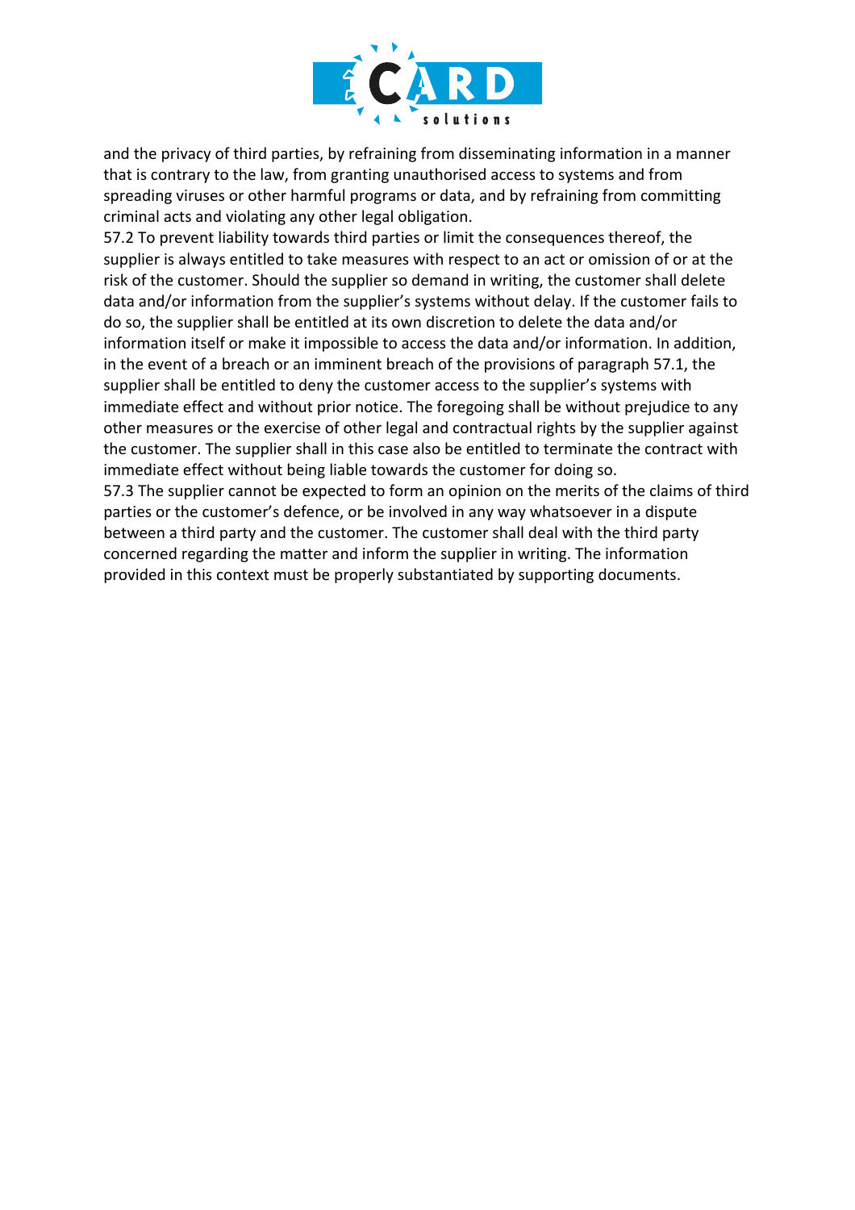and the privacy of third parties, by refraining from disseminating information in a manner that is contrary to the law, from granting unauthorised access to systems and from spreading viruses or other harmful programs or data, and by refraining from committing criminal acts and violating any other legal obligation.

57.2 To prevent liability towards third parties or limit the consequences thereof, the supplier is always entitled to take measures with respect to an act or omission of or at the risk of the customer. Should the supplier so demand in writing, the customer shall delete data and/or information from the supplier's systems without delay. If the customer fails to do so, the supplier shall be entitled at its own discretion to delete the data and/or information itself or make it impossible to access the data and/or information. In addition, in the event of a breach or an imminent breach of the provisions of paragraph 57.1, the supplier shall be entitled to deny the customer access to the supplier's systems with immediate effect and without prior notice. The foregoing shall be without prejudice to any other measures or the exercise of other legal and contractual rights by the supplier against the customer. The supplier shall in this case also be entitled to terminate the contract with immediate effect without being liable towards the customer for doing so.

57.3 The supplier cannot be expected to form an opinion on the merits of the claims of third parties or the customer's defence, or be involved in any way whatsoever in a dispute between a third party and the customer. The customer shall deal with the third party concerned regarding the matter and inform the supplier in writing. The information provided in this context must be properly substantiated by supporting documents.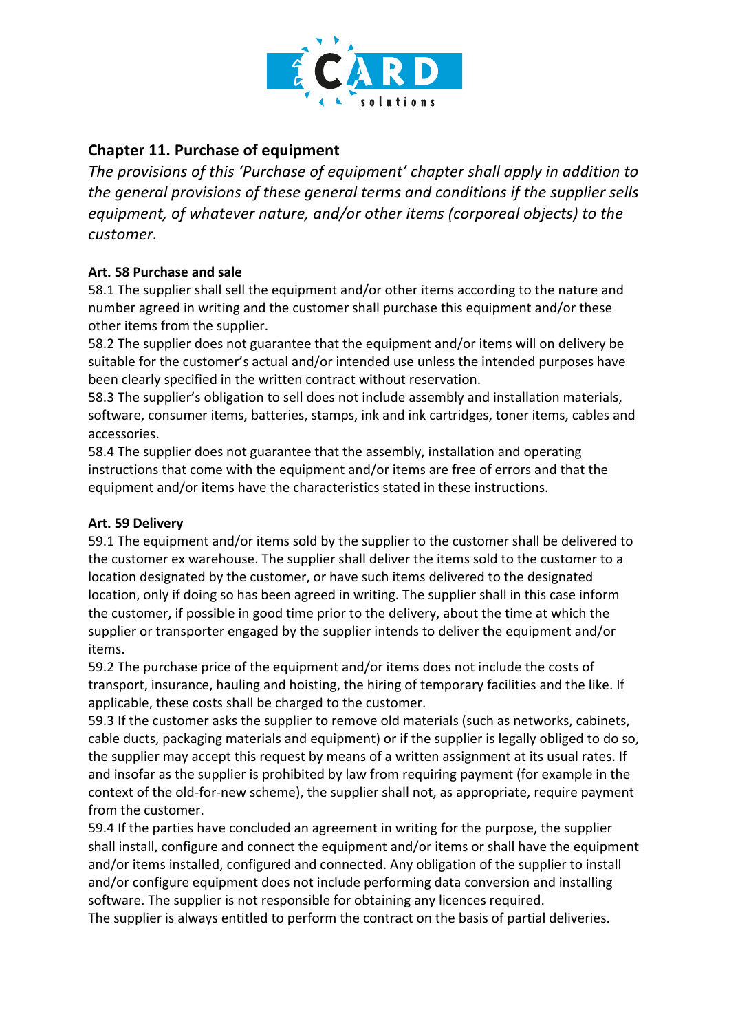## Chapter 11. Purchase of equipment

*The provisions of this 'Purchase of equipment' chapter shall apply in addition to the general provisions of these general terms and conditions if the supplier sells equipment, of whatever nature, and/or other items (corporeal objects) to the customer.*

### Art. 58 Purchase and sale

58.1 The supplier shall sell the equipment and/or other items according to the nature and number agreed in writing and the customer shall purchase this equipment and/or these other items from the supplier.

58.2 The supplier does not guarantee that the equipment and/or items will on delivery be suitable for the customer's actual and/or intended use unless the intended purposes have been clearly specified in the written contract without reservation.

58.3 The supplier's obligation to sell does not include assembly and installation materials, software, consumer items, batteries, stamps, ink and ink cartridges, toner items, cables and accessories.

58.4 The supplier does not guarantee that the assembly, installation and operating instructions that come with the equipment and/or items are free of errors and that the equipment and/or items have the characteristics stated in these instructions.

### Art. 59 Delivery

59.1 The equipment and/or items sold by the supplier to the customer shall be delivered to the customer ex warehouse. The supplier shall deliver the items sold to the customer to a location designated by the customer, or have such items delivered to the designated location, only if doing so has been agreed in writing. The supplier shall in this case inform the customer, if possible in good time prior to the delivery, about the time at which the supplier or transporter engaged by the supplier intends to deliver the equipment and/or items.

59.2 The purchase price of the equipment and/or items does not include the costs of transport, insurance, hauling and hoisting, the hiring of temporary facilities and the like. If applicable, these costs shall be charged to the customer.

59.3 If the customer asks the supplier to remove old materials (such as networks, cabinets, cable ducts, packaging materials and equipment) or if the supplier is legally obliged to do so, the supplier may accept this request by means of a written assignment at its usual rates. If and insofar as the supplier is prohibited by law from requiring payment (for example in the context of the old-for-new scheme), the supplier shall not, as appropriate, require payment from the customer.

59.4 If the parties have concluded an agreement in writing for the purpose, the supplier shall install, configure and connect the equipment and/or items or shall have the equipment and/or items installed, configured and connected. Any obligation of the supplier to install and/or configure equipment does not include performing data conversion and installing software. The supplier is not responsible for obtaining any licences required.

The supplier is always entitled to perform the contract on the basis of partial deliveries.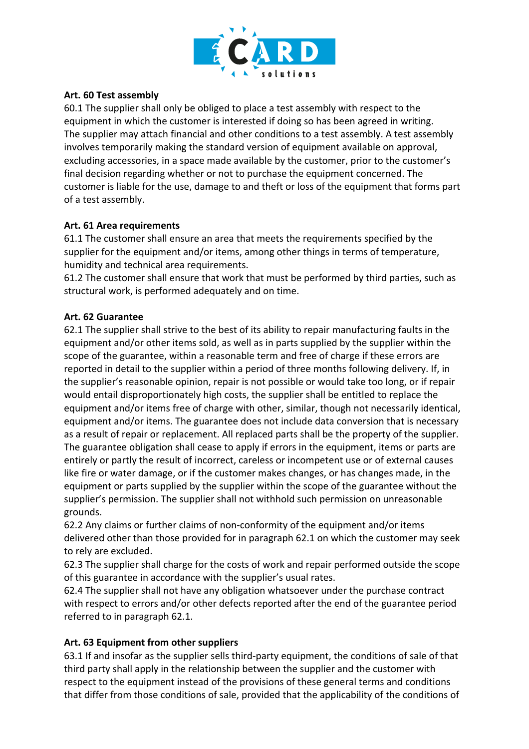**Art. 60 Test assembly**

60.1 The supplier shall only be obliged to place a test assembly with respect to the equipment in which the customer is interested if doing so has been agreed in writing. The supplier may attach financial and other conditions to a test assembly. A test assembly involves temporarily making the standard version of equipment available on approval, excluding accessories, in a space made available by the customer, prior to the customer's final decision regarding whether or not to purchase the equipment concerned. The customer is liable for the use, damage to and theft or loss of the equipment that forms part of a test assembly.

**Art. 61 Area requirements**

61.1 The customer shall ensure an area that meets the requirements specified by the supplier for the equipment and/or items, among other things in terms of temperature, humidity and technical area requirements.

61.2 The customer shall ensure that work that must be performed by third parties, such as structural work, is performed adequately and on time.

**Art. 62 Guarantee**

62.1 The supplier shall strive to the best of its ability to repair manufacturing faults in the equipment and/or other items sold, as well as in parts supplied by the supplier within the scope of the guarantee, within a reasonable term and free of charge if these errors are reported in detail to the supplier within a period of three months following delivery. If, in the supplier's reasonable opinion, repair is not possible or would take too long, or if repair would entail disproportionately high costs, the supplier shall be entitled to replace the equipment and/or items free of charge with other, similar, though not necessarily identical, equipment and/or items. The guarantee does not include data conversion that is necessary as a result of repair or replacement. All replaced parts shall be the property of the supplier. The guarantee obligation shall cease to apply if errors in the equipment, items or parts are entirely or partly the result of incorrect, careless or incompetent use or of external causes like fire or water damage, or if the customer makes changes, or has changes made, in the equipment or parts supplied by the supplier within the scope of the guarantee without the supplier's permission. The supplier shall not withhold such permission on unreasonable grounds.

62.2 Any claims or further claims of non-conformity of the equipment and/or items delivered other than those provided for in paragraph 62.1 on which the customer may seek to rely are excluded.

62.3 The supplier shall charge for the costs of work and repair performed outside the scope of this guarantee in accordance with the supplier's usual rates.

62.4 The supplier shall not have any obligation whatsoever under the purchase contract with respect to errors and/or other defects reported after the end of the guarantee period referred to in paragraph 62.1.

**Art. 63 Equipment from other suppliers**

63.1 If and insofar as the supplier sells third-party equipment, the conditions of sale of that third party shall apply in the relationship between the supplier and the customer with respect to the equipment instead of the provisions of these general terms and conditions that differ from those conditions of sale, provided that the applicability of the conditions of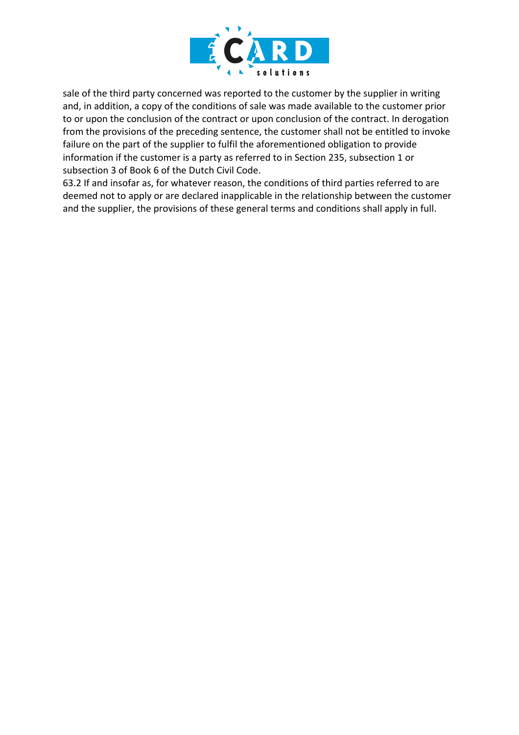sale of the third party concerned was reported to the customer by the supplier in writing and, in addition, a copy of the conditions of sale was made available to the customer prior to or upon the conclusion of the contract or upon conclusion of the contract. In derogation from the provisions of the preceding sentence, the customer shall not be entitled to invoke failure on the part of the supplier to fulfil the aforementioned obligation to provide information if the customer is a party as referred to in Section 235, subsection 1 or subsection 3 of Book 6 of the Dutch Civil Code.

63.2 If and insofar as, for whatever reason, the conditions of third parties referred to are deemed not to apply or are declared inapplicable in the relationship between the customer and the supplier, the provisions of these general terms and conditions shall apply in full.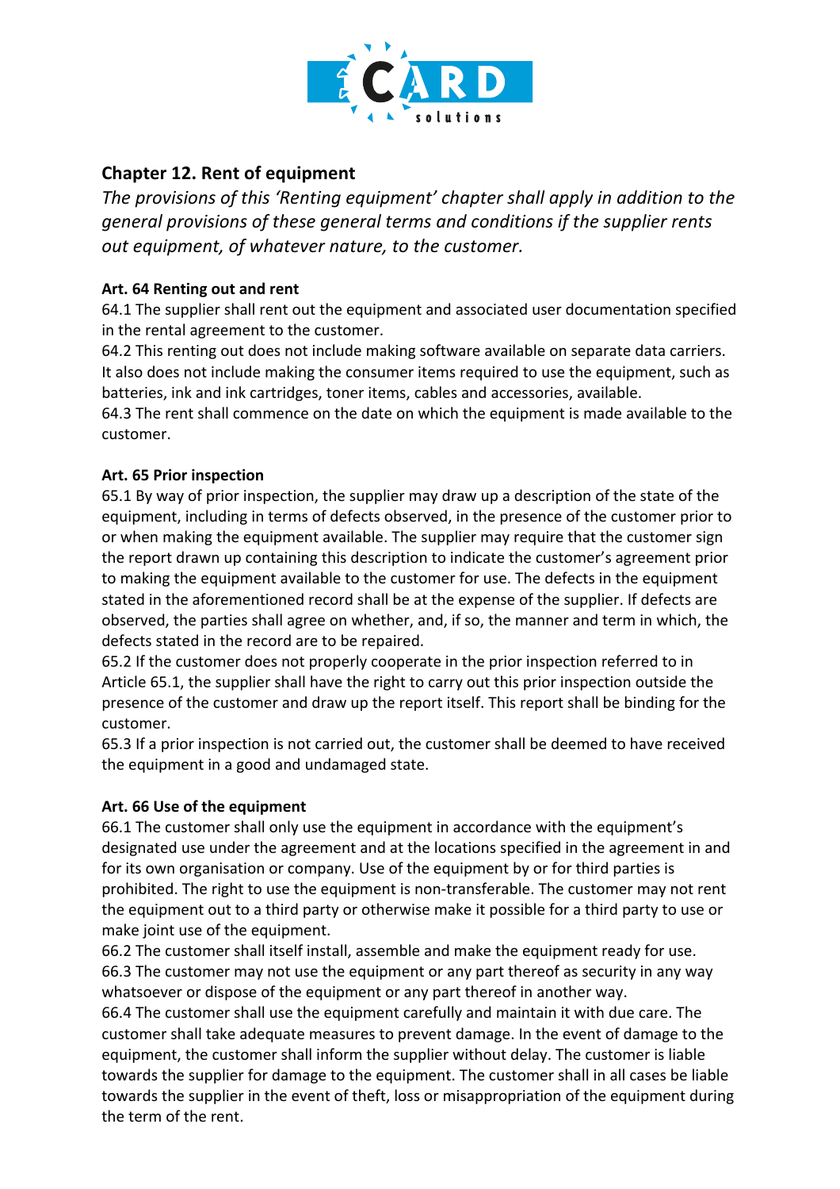## Chapter 12. Rent of equipment

*The provisions of this 'Renting equipment' chapter shall apply in addition to the general provisions of these general terms and conditions if the supplier rents out equipment, of whatever nature, to the customer.*

**Art. 64 Renting out and rent**

64.1 The supplier shall rent out the equipment and associated user documentation specified in the rental agreement to the customer.

64.2 This renting out does not include making software available on separate data carriers. It also does not include making the consumer items required to use the equipment, such as batteries, ink and ink cartridges, toner items, cables and accessories, available.

64.3 The rent shall commence on the date on which the equipment is made available to the customer.

**Art. 65 Prior inspection**

65.1 By way of prior inspection, the supplier may draw up a description of the state of the equipment, including in terms of defects observed, in the presence of the customer prior to or when making the equipment available. The supplier may require that the customer sign the report drawn up containing this description to indicate the customer's agreement prior to making the equipment available to the customer for use. The defects in the equipment stated in the aforementioned record shall be at the expense of the supplier. If defects are observed, the parties shall agree on whether, and, if so, the manner and term in which, the defects stated in the record are to be repaired.

65.2 If the customer does not properly cooperate in the prior inspection referred to in Article 65.1, the supplier shall have the right to carry out this prior inspection outside the presence of the customer and draw up the report itself. This report shall be binding for the customer.

65.3 If a prior inspection is not carried out, the customer shall be deemed to have received the equipment in a good and undamaged state.

**Art. 66 Use of the equipment**

66.1 The customer shall only use the equipment in accordance with the equipment's designated use under the agreement and at the locations specified in the agreement in and for its own organisation or company. Use of the equipment by or for third parties is prohibited. The right to use the equipment is non-transferable. The customer may not rent the equipment out to a third party or otherwise make it possible for a third party to use or make joint use of the equipment.

66.2 The customer shall itself install, assemble and make the equipment ready for use.

66.3 The customer may not use the equipment or any part thereof as security in any way whatsoever or dispose of the equipment or any part thereof in another way.

66.4 The customer shall use the equipment carefully and maintain it with due care. The customer shall take adequate measures to prevent damage. In the event of damage to the equipment, the customer shall inform the supplier without delay. The customer is liable towards the supplier for damage to the equipment. The customer shall in all cases be liable towards the supplier in the event of theft, loss or misappropriation of the equipment during the term of the rent.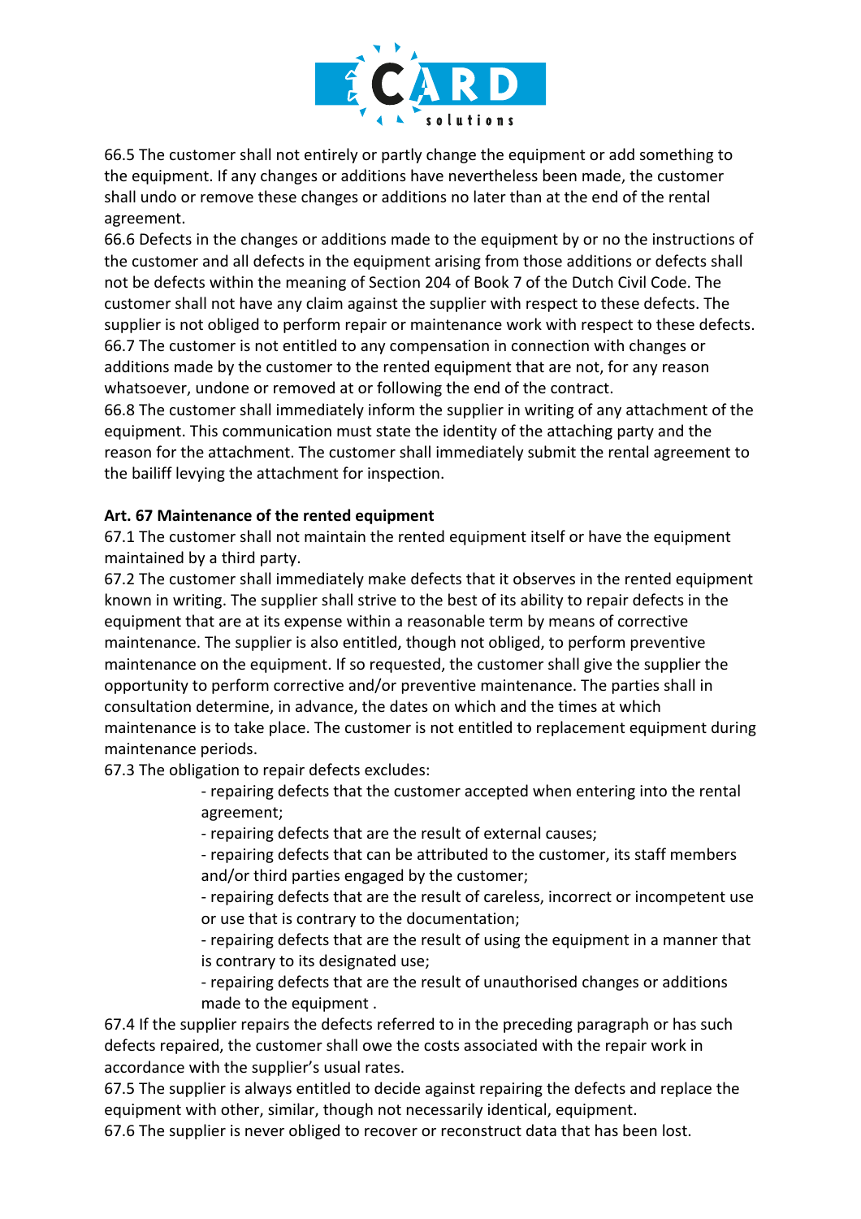66.5 The customer shall not entirely or partly change the equipment or add something to the equipment. If any changes or additions have nevertheless been made, the customer shall undo or remove these changes or additions no later than at the end of the rental agreement.

66.6 Defects in the changes or additions made to the equipment by or no the instructions of the customer and all defects in the equipment arising from those additions or defects shall not be defects within the meaning of Section 204 of Book 7 of the Dutch Civil Code. The customer shall not have any claim against the supplier with respect to these defects. The supplier is not obliged to perform repair or maintenance work with respect to these defects.

66.7 The customer is not entitled to any compensation in connection with changes or additions made by the customer to the rented equipment that are not, for any reason whatsoever, undone or removed at or following the end of the contract.

66.8 The customer shall immediately inform the supplier in writing of any attachment of the equipment. This communication must state the identity of the attaching party and the reason for the attachment. The customer shall immediately submit the rental agreement to the bailiff levying the attachment for inspection.

**Art. 67 Maintenance of the rented equipment**

67.1 The customer shall not maintain the rented equipment itself or have the equipment maintained by a third party.

67.2 The customer shall immediately make defects that it observes in the rented equipment known in writing. The supplier shall strive to the best of its ability to repair defects in the equipment that are at its expense within a reasonable term by means of corrective maintenance. The supplier is also entitled, though not obliged, to perform preventive maintenance on the equipment. If so requested, the customer shall give the supplier the opportunity to perform corrective and/or preventive maintenance. The parties shall in consultation determine, in advance, the dates on which and the times at which maintenance is to take place. The customer is not entitled to replacement equipment during maintenance periods.

67.3 The obligation to repair defects excludes:

- repairing defects that the customer accepted when entering into the rental agreement;
- repairing defects that are the result of external causes;
- repairing defects that can be attributed to the customer, its staff members and/or third parties engaged by the customer;
- repairing defects that are the result of careless, incorrect or incompetent use or use that is contrary to the documentation;
- repairing defects that are the result of using the equipment in a manner that is contrary to its designated use;
- repairing defects that are the result of unauthorised changes or additions made to the equipment .

67.4 If the supplier repairs the defects referred to in the preceding paragraph or has such defects repaired, the customer shall owe the costs associated with the repair work in accordance with the supplier's usual rates.

67.5 The supplier is always entitled to decide against repairing the defects and replace the equipment with other, similar, though not necessarily identical, equipment.

67.6 The supplier is never obliged to recover or reconstruct data that has been lost.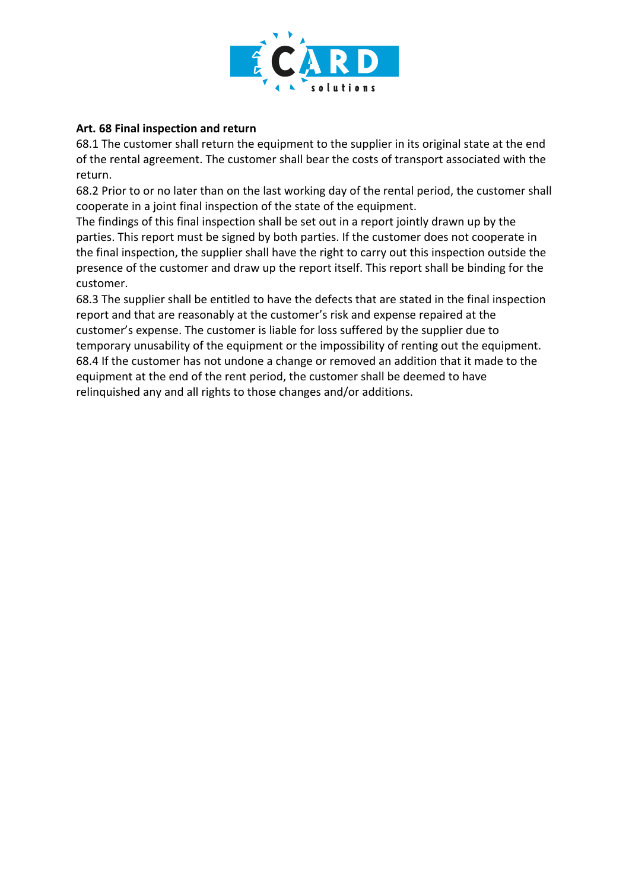**Art. 68 Final inspection and return**

68.1 The customer shall return the equipment to the supplier in its original state at the end of the rental agreement. The customer shall bear the costs of transport associated with the return.

68.2 Prior to or no later than on the last working day of the rental period, the customer shall cooperate in a joint final inspection of the state of the equipment.

The findings of this final inspection shall be set out in a report jointly drawn up by the parties. This report must be signed by both parties. If the customer does not cooperate in the final inspection, the supplier shall have the right to carry out this inspection outside the presence of the customer and draw up the report itself. This report shall be binding for the customer.

68.3 The supplier shall be entitled to have the defects that are stated in the final inspection report and that are reasonably at the customer's risk and expense repaired at the customer's expense. The customer is liable for loss suffered by the supplier due to temporary unusability of the equipment or the impossibility of renting out the equipment.

68.4 If the customer has not undone a change or removed an addition that it made to the equipment at the end of the rent period, the customer shall be deemed to have relinquished any and all rights to those changes and/or additions.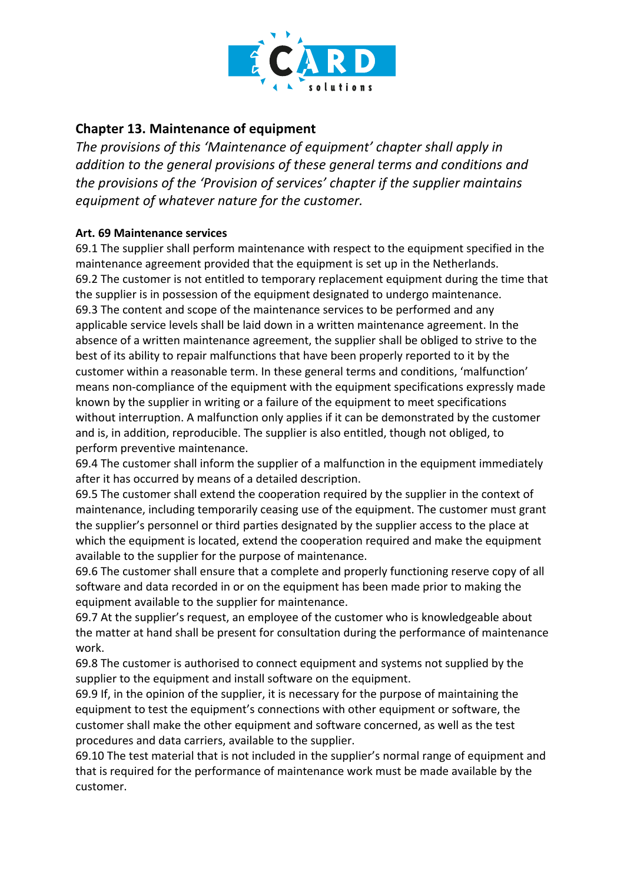## Chapter 13. Maintenance of equipment

*The provisions of this 'Maintenance of equipment' chapter shall apply in addition to the general provisions of these general terms and conditions and the provisions of the 'Provision of services' chapter if the supplier maintains equipment of whatever nature for the customer.*

### Art. 69 Maintenance services

69.1 The supplier shall perform maintenance with respect to the equipment specified in the maintenance agreement provided that the equipment is set up in the Netherlands.

69.2 The customer is not entitled to temporary replacement equipment during the time that the supplier is in possession of the equipment designated to undergo maintenance.

69.3 The content and scope of the maintenance services to be performed and any applicable service levels shall be laid down in a written maintenance agreement. In the absence of a written maintenance agreement, the supplier shall be obliged to strive to the best of its ability to repair malfunctions that have been properly reported to it by the customer within a reasonable term. In these general terms and conditions, 'malfunction' means non-compliance of the equipment with the equipment specifications expressly made known by the supplier in writing or a failure of the equipment to meet specifications without interruption. A malfunction only applies if it can be demonstrated by the customer and is, in addition, reproducible. The supplier is also entitled, though not obliged, to perform preventive maintenance.

69.4 The customer shall inform the supplier of a malfunction in the equipment immediately after it has occurred by means of a detailed description.

69.5 The customer shall extend the cooperation required by the supplier in the context of maintenance, including temporarily ceasing use of the equipment. The customer must grant the supplier's personnel or third parties designated by the supplier access to the place at which the equipment is located, extend the cooperation required and make the equipment available to the supplier for the purpose of maintenance.

69.6 The customer shall ensure that a complete and properly functioning reserve copy of all software and data recorded in or on the equipment has been made prior to making the equipment available to the supplier for maintenance.

69.7 At the supplier's request, an employee of the customer who is knowledgeable about the matter at hand shall be present for consultation during the performance of maintenance work.

69.8 The customer is authorised to connect equipment and systems not supplied by the supplier to the equipment and install software on the equipment.

69.9 If, in the opinion of the supplier, it is necessary for the purpose of maintaining the equipment to test the equipment's connections with other equipment or software, the customer shall make the other equipment and software concerned, as well as the test procedures and data carriers, available to the supplier.

69.10 The test material that is not included in the supplier's normal range of equipment and that is required for the performance of maintenance work must be made available by the customer.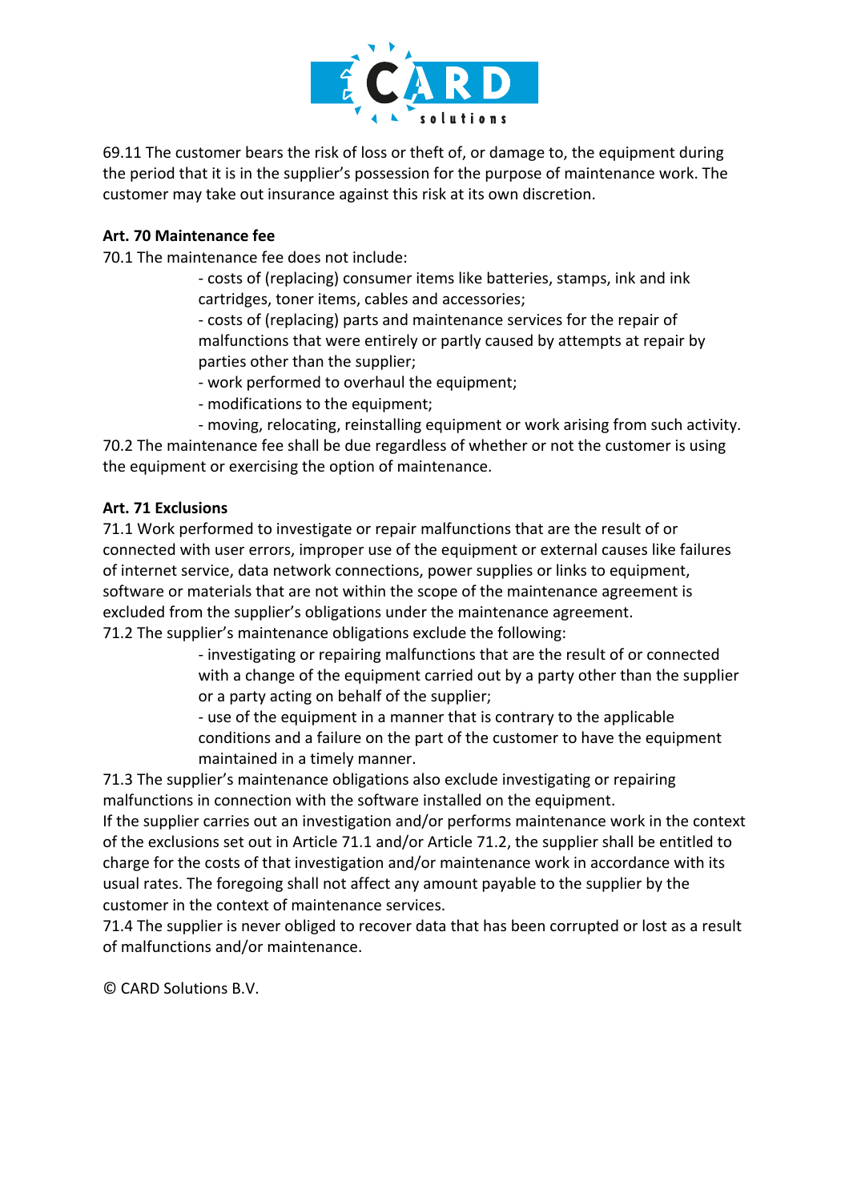69.11 The customer bears the risk of loss or theft of, or damage to, the equipment during the period that it is in the supplier's possession for the purpose of maintenance work. The customer may take out insurance against this risk at its own discretion.

**Art. 70 Maintenance fee**

70.1 The maintenance fee does not include:

- costs of (replacing) consumer items like batteries, stamps, ink and ink cartridges, toner items, cables and accessories;
- costs of (replacing) parts and maintenance services for the repair of malfunctions that were entirely or partly caused by attempts at repair by parties other than the supplier;
- work performed to overhaul the equipment;
- modifications to the equipment;
- moving, relocating, reinstalling equipment or work arising from such activity.

70.2 The maintenance fee shall be due regardless of whether or not the customer is using the equipment or exercising the option of maintenance.

**Art. 71 Exclusions**

71.1 Work performed to investigate or repair malfunctions that are the result of or connected with user errors, improper use of the equipment or external causes like failures of internet service, data network connections, power supplies or links to equipment, software or materials that are not within the scope of the maintenance agreement is excluded from the supplier's obligations under the maintenance agreement.

71.2 The supplier's maintenance obligations exclude the following:

- investigating or repairing malfunctions that are the result of or connected with a change of the equipment carried out by a party other than the supplier or a party acting on behalf of the supplier;
- use of the equipment in a manner that is contrary to the applicable conditions and a failure on the part of the customer to have the equipment maintained in a timely manner.

71.3 The supplier's maintenance obligations also exclude investigating or repairing malfunctions in connection with the software installed on the equipment.

If the supplier carries out an investigation and/or performs maintenance work in the context of the exclusions set out in Article 71.1 and/or Article 71.2, the supplier shall be entitled to charge for the costs of that investigation and/or maintenance work in accordance with its usual rates. The foregoing shall not affect any amount payable to the supplier by the customer in the context of maintenance services.

71.4 The supplier is never obliged to recover data that has been corrupted or lost as a result of malfunctions and/or maintenance.

© CARD Solutions B.V.